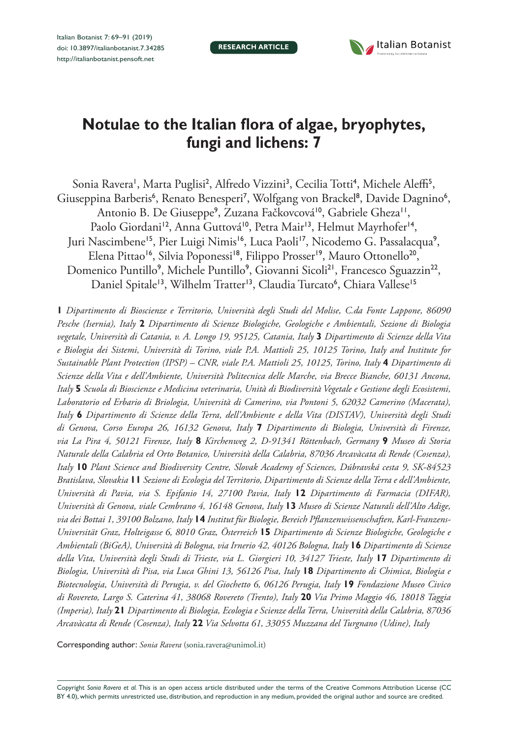RESEARCH ARTICLE

# Notulae to the Italian flora of algae, bryophytes, fungi and lichens: 7

Sonia Ravera[1], Marta Puglisi[2], Alfredo Vizzini[3], Cecilia Totti[4], Michele Aleffi[5], Giuseppina Barberis[6], Renato Benesperi[7], Wolfgang von Brackel[8], Davide Dagnino[6], Antonio B. De Giuseppe[9], Zuzana Fačkovcová[10], Gabriele Gheza[11], Paolo Giordani[12], Anna Guttová[10], Petra Mair[13], Helmut Mayrhofer[14], Juri Nascimbene[15], Pier Luigi Nimis[16], Luca Paoli[17], Nicodemo G. Passalacqua[9], Elena Pittao[16], Silvia Poponessi[18], Filippo Prosser[19], Mauro Ottonello[20], Domenico Puntillo[9], Michele Puntillo[9], Giovanni Sicoli[21], Francesco Sguazzin[22], Daniel Spitale[13], Wilhelm Tratter[13], Claudia Turcato[6], Chiara Vallese[15]

**1** *Dipartimento di Bioscienze e Territorio, Università degli Studi del Molise, C.da Fonte Lappone, 86090 Pesche (Isernia), Italy* **2** *Dipartimento di Scienze Biologiche, Geologiche e Ambientali, Sezione di Biologia vegetale, Università di Catania, v. A. Longo 19, 95125, Catania, Italy* **3** *Dipartimento di Scienze della Vita e Biologia dei Sistemi, Università di Torino, viale P.A. Mattioli 25, 10125 Torino, Italy and Institute for Sustainable Plant Protection (IPSP) – CNR, viale P.A. Mattioli 25, 10125, Torino, Italy* **4** *Dipartimento di Scienze della Vita e dell'Ambiente, Università Politecnica delle Marche, via Brecce Bianche, 60131 Ancona, Italy* **5** *Scuola di Bioscienze e Medicina veterinaria, Unità di Biodiversità Vegetale e Gestione degli Ecosistemi, Laboratorio ed Erbario di Briologia, Università di Camerino, via Pontoni 5, 62032 Camerino (Macerata), Italy* **6** *Dipartimento di Scienze della Terra, dell'Ambiente e della Vita (DISTAV), Università degli Studi di Genova, Corso Europa 26, 16132 Genova, Italy* **7** *Dipartimento di Biologia, Università di Firenze, via La Pira 4, 50121 Firenze, Italy* **8** *Kirchenweg 2, D-91341 Röttenbach, Germany* **9** *Museo di Storia Naturale della Calabria ed Orto Botanico, Università della Calabria, 87036 Arcavàcata di Rende (Cosenza), Italy* **10** *Plant Science and Biodiversity Centre, Slovak Academy of Sciences, Dúbravská cesta 9, SK-84523 Bratislava, Slovakia* **11** *Sezione di Ecologia del Territorio, Dipartimento di Scienze della Terra e dell'Ambiente, Università di Pavia, via S. Epifanio 14, 27100 Pavia, Italy* **12** *Dipartimento di Farmacia (DIFAR), Università di Genova, viale Cembrano 4, 16148 Genova, Italy* **13** *Museo di Scienze Naturali dell'Alto Adige, via dei Bottai 1, 39100 Bolzano, Italy* **14** *Institut für Biologie, Bereich Pflanzenwissenschaften, Karl-Franzens-Universität Graz, Holteigasse 6, 8010 Graz, Österreich* **15** *Dipartimento di Scienze Biologiche, Geologiche e Ambientali (BiGeA), Università di Bologna, via Irnerio 42, 40126 Bologna, Italy* **16** *Dipartimento di Scienze della Vita, Università degli Studi di Trieste, via L. Giorgieri 10, 34127 Trieste, Italy* **17** *Dipartimento di Biologia, Università di Pisa, via Luca Ghini 13, 56126 Pisa, Italy* **18** *Dipartimento di Chimica, Biologia e Biotecnologia, Università di Perugia, v. del Giochetto 6, 06126 Perugia, Italy* **19** *Fondazione Museo Civico di Rovereto, Largo S. Caterina 41, 38068 Rovereto (Trento), Italy* **20** *Via Primo Maggio 46, 18018 Taggia (Imperia), Italy* **21** *Dipartimento di Biologia, Ecologia e Scienze della Terra, Università della Calabria, 87036 Arcavàcata di Rende (Cosenza), Italy* **22** *Via Selvotta 61, 33055 Muzzana del Turgnano (Udine), Italy*

Corresponding author: *Sonia Ravera* (sonia.ravera@unimol.it)

Copyright *Sonia Ravera et al.* This is an open access article distributed under the terms of the Creative Commons Attribution License (CC BY 4.0), which permits unrestricted use, distribution, and reproduction in any medium, provided the original author and source are credited.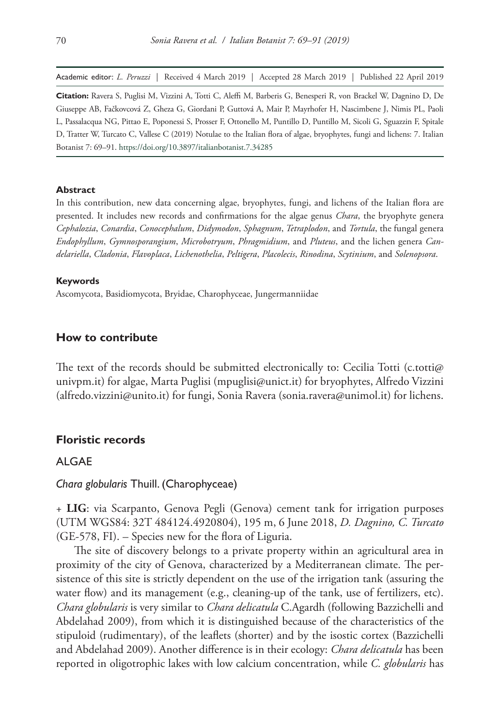Academic editor: *L. Peruzzi* | Received 4 March 2019 | Accepted 28 March 2019 | Published 22 April 2019

**Citation:** Ravera S, Puglisi M, Vizzini A, Totti C, Aleffi M, Barberis G, Benesperi R, von Brackel W, Dagnino D, De Giuseppe AB, Fačkovcová Z, Gheza G, Giordani P, Guttová A, Mair P, Mayrhofer H, Nascimbene J, Nimis PL, Paoli L, Passalacqua NG, Pittao E, Poponessi S, Prosser F, Ottonello M, Puntillo D, Puntillo M, Sicoli G, Sguazzin F, Spitale D, Tratter W, Turcato C, Vallese C (2019) Notulae to the Italian flora of algae, bryophytes, fungi and lichens: 7. Italian Botanist 7: 69–91. https://doi.org/10.3897/italianbotanist.7.34285

#### Abstract

In this contribution, new data concerning algae, bryophytes, fungi, and lichens of the Italian flora are presented. It includes new records and confirmations for the algae genus *Chara*, the bryophyte genera *Cephalozia*, *Conardia*, *Conocephalum*, *Didymodon*, *Sphagnum*, *Tetraplodon*, and *Tortula*, the fungal genera *Endophyllum*, *Gymnosporangium*, *Microbotryum*, *Phragmidium*, and *Pluteus*, and the lichen genera *Candelariella*, *Cladonia*, *Flavoplaca*, *Lichenothelia*, *Peltigera*, *Placolecis*, *Rinodina*, *Scytinium*, and *Solenopsora*.

#### Keywords

Ascomycota, Basidiomycota, Bryidae, Charophyceae, Jungermanniidae

## How to contribute

The text of the records should be submitted electronically to: Cecilia Totti (c.totti@univpm.it) for algae, Marta Puglisi (mpuglisi@unict.it) for bryophytes, Alfredo Vizzini (alfredo.vizzini@unito.it) for fungi, Sonia Ravera (sonia.ravera@unimol.it) for lichens.

## Floristic records

### ALGAE

#### *Chara globularis* Thuill. (Charophyceae)

\+ **LIG**: via Scarpanto, Genova Pegli (Genova) cement tank for irrigation purposes (UTM WGS84: 32T 484124.4920804), 195 m, 6 June 2018, *D. Dagnino, C. Turcato* (GE-578, FI). – Species new for the flora of Liguria.

The site of discovery belongs to a private property within an agricultural area in proximity of the city of Genova, characterized by a Mediterranean climate. The persistence of this site is strictly dependent on the use of the irrigation tank (assuring the water flow) and its management (e.g., cleaning-up of the tank, use of fertilizers, etc). *Chara globularis* is very similar to *Chara delicatula* C.Agardh (following Bazzichelli and Abdelahad 2009), from which it is distinguished because of the characteristics of the stipuloid (rudimentary), of the leaflets (shorter) and by the isostic cortex (Bazzichelli and Abdelahad 2009). Another difference is in their ecology: *Chara delicatula* has been reported in oligotrophic lakes with low calcium concentration, while *C. globularis* has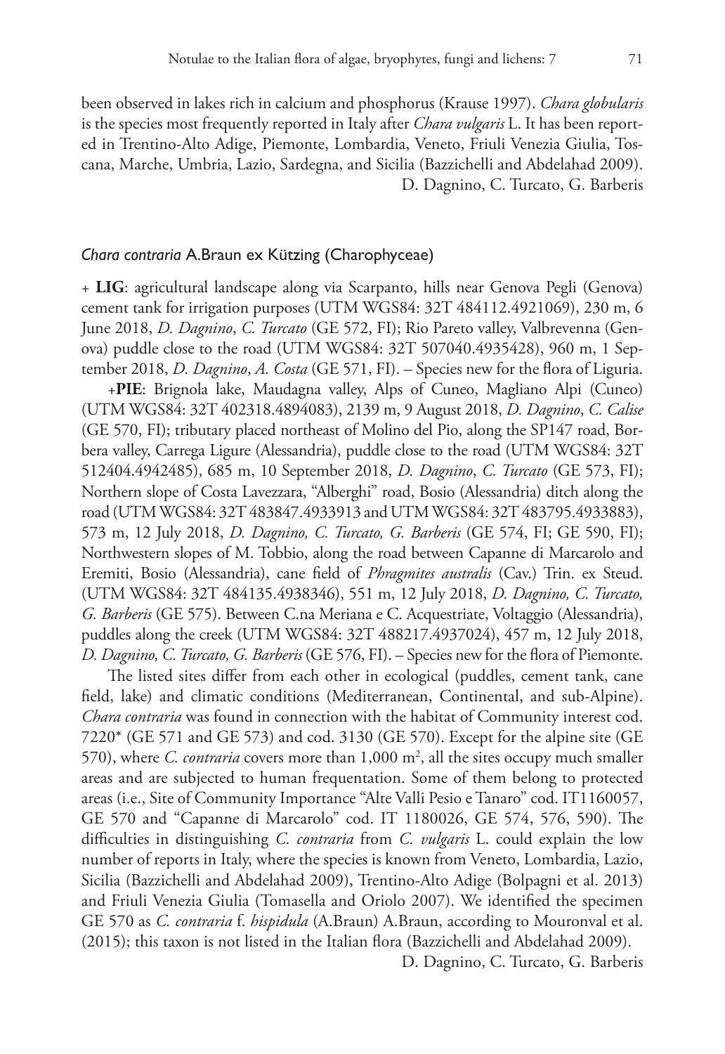been observed in lakes rich in calcium and phosphorus (Krause 1997). *Chara globularis* is the species most frequently reported in Italy after *Chara vulgaris* L. It has been reported in Trentino-Alto Adige, Piemonte, Lombardia, Veneto, Friuli Venezia Giulia, Toscana, Marche, Umbria, Lazio, Sardegna, and Sicilia (Bazzichelli and Abdelahad 2009).

D. Dagnino, C. Turcato, G. Barberis

### *Chara contraria* A.Braun ex Kützing (Charophyceae)

\+ **LIG**: agricultural landscape along via Scarpanto, hills near Genova Pegli (Genova) cement tank for irrigation purposes (UTM WGS84: 32T 484112.4921069), 230 m, 6 June 2018, *D. Dagnino*, *C. Turcato* (GE 572, FI); Rio Pareto valley, Valbrevenna (Genova) puddle close to the road (UTM WGS84: 32T 507040.4935428), 960 m, 1 September 2018, *D. Dagnino*, *A. Costa* (GE 571, FI). – Species new for the flora of Liguria.

\+**PIE**: Brignola lake, Maudagna valley, Alps of Cuneo, Magliano Alpi (Cuneo) (UTM WGS84: 32T 402318.4894083), 2139 m, 9 August 2018, *D. Dagnino*, *C. Calise* (GE 570, FI); tributary placed northeast of Molino del Pio, along the SP147 road, Borbera valley, Carrega Ligure (Alessandria), puddle close to the road (UTM WGS84: 32T 512404.4942485), 685 m, 10 September 2018, *D. Dagnino*, *C. Turcato* (GE 573, FI); Northern slope of Costa Lavezzara, "Alberghi" road, Bosio (Alessandria) ditch along the road (UTM WGS84: 32T 483847.4933913 and UTM WGS84: 32T 483795.4933883), 573 m, 12 July 2018, *D. Dagnino, C. Turcato, G. Barberis* (GE 574, FI; GE 590, FI); Northwestern slopes of M. Tobbio, along the road between Capanne di Marcarolo and Eremiti, Bosio (Alessandria), cane field of *Phragmites australis* (Cav.) Trin. ex Steud. (UTM WGS84: 32T 484135.4938346), 551 m, 12 July 2018, *D. Dagnino, C. Turcato, G. Barberis* (GE 575). Between C.na Meriana e C. Acquestriate, Voltaggio (Alessandria), puddles along the creek (UTM WGS84: 32T 488217.4937024), 457 m, 12 July 2018, *D. Dagnino, C. Turcato, G. Barberis* (GE 576, FI). – Species new for the flora of Piemonte.

The listed sites differ from each other in ecological (puddles, cement tank, cane field, lake) and climatic conditions (Mediterranean, Continental, and sub-Alpine). *Chara contraria* was found in connection with the habitat of Community interest cod. 7220* (GE 571 and GE 573) and cod. 3130 (GE 570). Except for the alpine site (GE 570), where *C. contraria* covers more than 1,000 $m^2$, all the sites occupy much smaller areas and are subjected to human frequentation. Some of them belong to protected areas (i.e., Site of Community Importance "Alte Valli Pesio e Tanaro" cod. IT1160057, GE 570 and "Capanne di Marcarolo" cod. IT 1180026, GE 574, 576, 590). The difficulties in distinguishing *C. contraria* from *C. vulgaris* L. could explain the low number of reports in Italy, where the species is known from Veneto, Lombardia, Lazio, Sicilia (Bazzichelli and Abdelahad 2009), Trentino-Alto Adige (Bolpagni et al. 2013) and Friuli Venezia Giulia (Tomasella and Oriolo 2007). We identified the specimen GE 570 as *C. contraria* f. *hispidula* (A.Braun) A.Braun, according to Mouronval et al. (2015); this taxon is not listed in the Italian flora (Bazzichelli and Abdelahad 2009).

D. Dagnino, C. Turcato, G. Barberis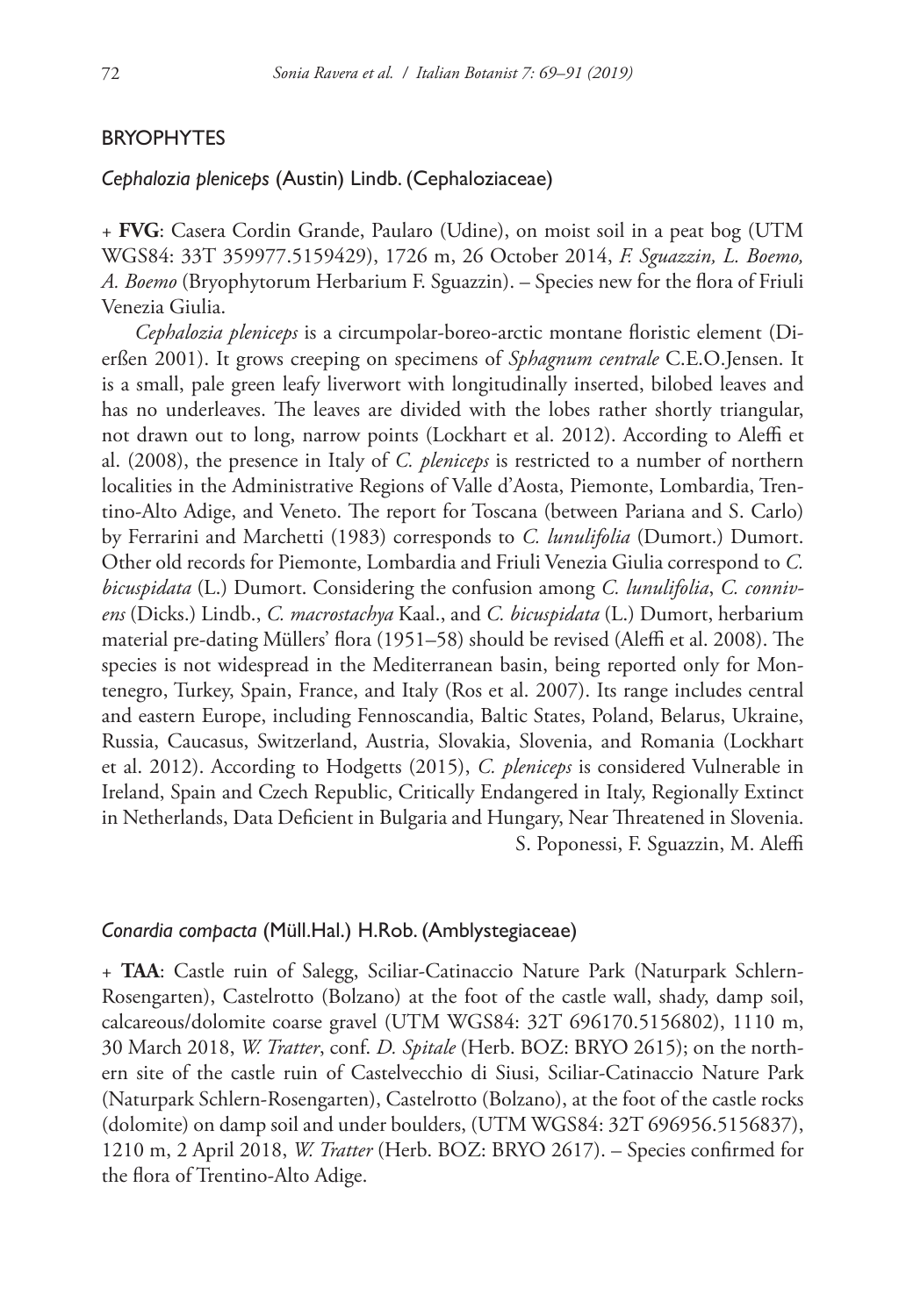## BRYOPHYTES

### *Cephalozia pleniceps* (Austin) Lindb. (Cephaloziaceae)

+ **FVG**: Casera Cordin Grande, Paularo (Udine), on moist soil in a peat bog (UTM WGS84: 33T 359977.5159429), 1726 m, 26 October 2014, *F. Sguazzin, L. Boemo, A. Boemo* (Bryophytorum Herbarium F. Sguazzin). – Species new for the flora of Friuli Venezia Giulia.

*Cephalozia pleniceps* is a circumpolar-boreo-arctic montane floristic element (Dierßen 2001). It grows creeping on specimens of *Sphagnum centrale* C.E.O.Jensen. It is a small, pale green leafy liverwort with longitudinally inserted, bilobed leaves and has no underleaves. The leaves are divided with the lobes rather shortly triangular, not drawn out to long, narrow points (Lockhart et al. 2012). According to Aleffi et al. (2008), the presence in Italy of *C. pleniceps* is restricted to a number of northern localities in the Administrative Regions of Valle d'Aosta, Piemonte, Lombardia, Trentino-Alto Adige, and Veneto. The report for Toscana (between Pariana and S. Carlo) by Ferrarini and Marchetti (1983) corresponds to *C. lunulifolia* (Dumort.) Dumort. Other old records for Piemonte, Lombardia and Friuli Venezia Giulia correspond to *C. bicuspidata* (L.) Dumort. Considering the confusion among *C. lunulifolia*, *C. connivens* (Dicks.) Lindb., *C. macrostachya* Kaal., and *C. bicuspidata* (L.) Dumort, herbarium material pre-dating Müllers' flora (1951–58) should be revised (Aleffi et al. 2008). The species is not widespread in the Mediterranean basin, being reported only for Montenegro, Turkey, Spain, France, and Italy (Ros et al. 2007). Its range includes central and eastern Europe, including Fennoscandia, Baltic States, Poland, Belarus, Ukraine, Russia, Caucasus, Switzerland, Austria, Slovakia, Slovenia, and Romania (Lockhart et al. 2012). According to Hodgetts (2015), *C. pleniceps* is considered Vulnerable in Ireland, Spain and Czech Republic, Critically Endangered in Italy, Regionally Extinct in Netherlands, Data Deficient in Bulgaria and Hungary, Near Threatened in Slovenia.

S. Poponessi, F. Sguazzin, M. Aleffi

### *Conardia compacta* (Müll.Hal.) H.Rob. (Amblystegiaceae)

+ **TAA**: Castle ruin of Salegg, Sciliar-Catinaccio Nature Park (Naturpark Schlern-Rosengarten), Castelrotto (Bolzano) at the foot of the castle wall, shady, damp soil, calcareous/dolomite coarse gravel (UTM WGS84: 32T 696170.5156802), 1110 m, 30 March 2018, *W. Tratter*, conf. *D. Spitale* (Herb. BOZ: BRYO 2615); on the northern site of the castle ruin of Castelvecchio di Siusi, Sciliar-Catinaccio Nature Park (Naturpark Schlern-Rosengarten), Castelrotto (Bolzano), at the foot of the castle rocks (dolomite) on damp soil and under boulders, (UTM WGS84: 32T 696956.5156837), 1210 m, 2 April 2018, *W. Tratter* (Herb. BOZ: BRYO 2617). – Species confirmed for the flora of Trentino-Alto Adige.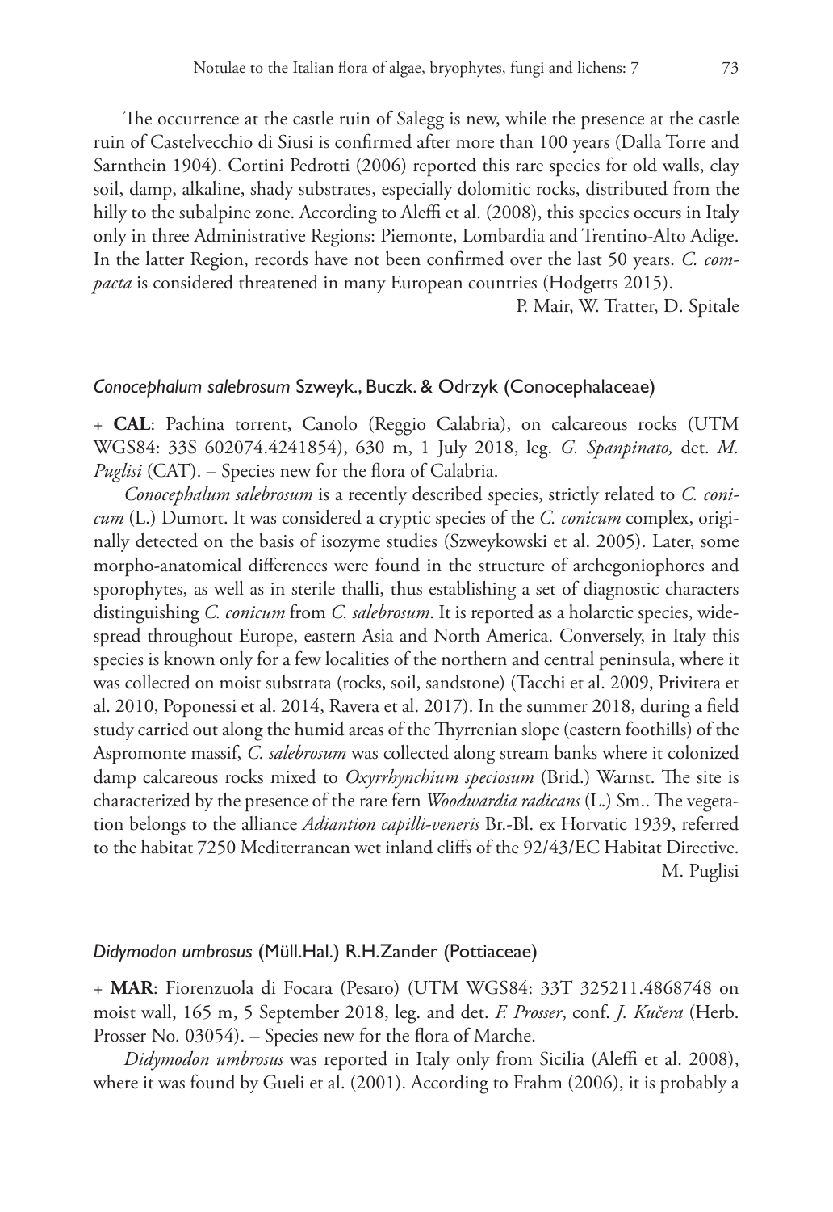The occurrence at the castle ruin of Salegg is new, while the presence at the castle ruin of Castelvecchio di Siusi is confirmed after more than 100 years (Dalla Torre and Sarnthein 1904). Cortini Pedrotti (2006) reported this rare species for old walls, clay soil, damp, alkaline, shady substrates, especially dolomitic rocks, distributed from the hilly to the subalpine zone. According to Aleffi et al. (2008), this species occurs in Italy only in three Administrative Regions: Piemonte, Lombardia and Trentino-Alto Adige. In the latter Region, records have not been confirmed over the last 50 years. *C. compacta* is considered threatened in many European countries (Hodgetts 2015).

P. Mair, W. Tratter, D. Spitale

### *Conocephalum salebrosum* Szweyk., Buczk. & Odrzyk (Conocephalaceae)

+ **CAL**: Pachina torrent, Canolo (Reggio Calabria), on calcareous rocks (UTM WGS84: 33S 602074.4241854), 630 m, 1 July 2018, leg. *G. Spanpinato,* det. *M. Puglisi* (CAT). – Species new for the flora of Calabria.

*Conocephalum salebrosum* is a recently described species, strictly related to *C. conicum* (L.) Dumort. It was considered a cryptic species of the *C. conicum* complex, originally detected on the basis of isozyme studies (Szweykowski et al. 2005). Later, some morpho-anatomical differences were found in the structure of archegoniophores and sporophytes, as well as in sterile thalli, thus establishing a set of diagnostic characters distinguishing *C. conicum* from *C. salebrosum*. It is reported as a holarctic species, widespread throughout Europe, eastern Asia and North America. Conversely, in Italy this species is known only for a few localities of the northern and central peninsula, where it was collected on moist substrata (rocks, soil, sandstone) (Tacchi et al. 2009, Privitera et al. 2010, Poponessi et al. 2014, Ravera et al. 2017). In the summer 2018, during a field study carried out along the humid areas of the Thyrrenian slope (eastern foothills) of the Aspromonte massif, *C. salebrosum* was collected along stream banks where it colonized damp calcareous rocks mixed to *Oxyrrhynchium speciosum* (Brid.) Warnst. The site is characterized by the presence of the rare fern *Woodwardia radicans* (L.) Sm.. The vegetation belongs to the alliance *Adiantion capilli-veneris* Br.-Bl. ex Horvatic 1939, referred to the habitat 7250 Mediterranean wet inland cliffs of the 92/43/EC Habitat Directive.

M. Puglisi

### *Didymodon umbrosus* (Müll.Hal.) R.H.Zander (Pottiaceae)

+ **MAR**: Fiorenzuola di Focara (Pesaro) (UTM WGS84: 33T 325211.4868748 on moist wall, 165 m, 5 September 2018, leg. and det. *F. Prosser*, conf. *J. Kučera* (Herb. Prosser No. 03054). – Species new for the flora of Marche.

*Didymodon umbrosus* was reported in Italy only from Sicilia (Aleffi et al. 2008), where it was found by Gueli et al. (2001). According to Frahm (2006), it is probably a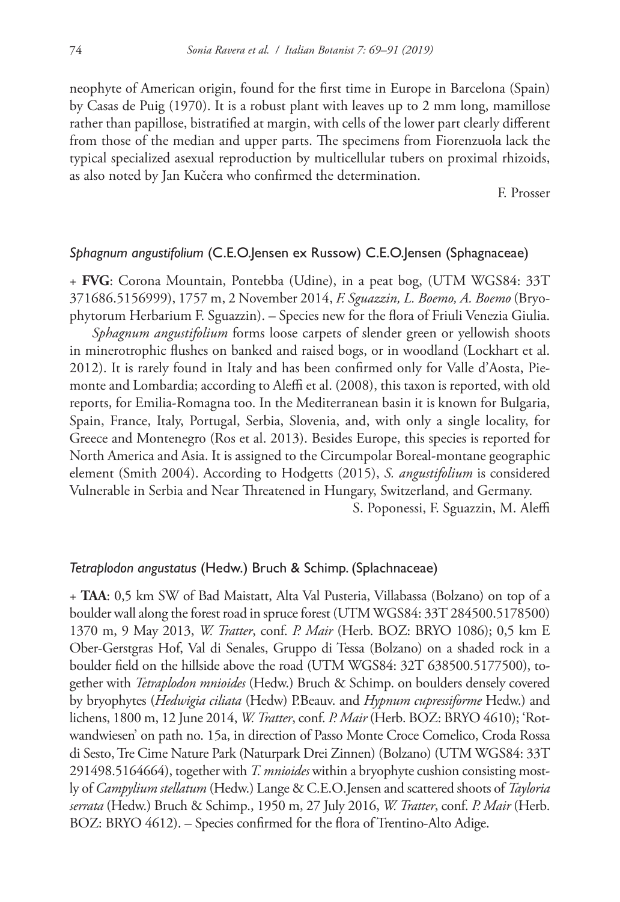neophyte of American origin, found for the first time in Europe in Barcelona (Spain) by Casas de Puig (1970). It is a robust plant with leaves up to 2 mm long, mamillose rather than papillose, bistratified at margin, with cells of the lower part clearly different from those of the median and upper parts. The specimens from Fiorenzuola lack the typical specialized asexual reproduction by multicellular tubers on proximal rhizoids, as also noted by Jan Kučera who confirmed the determination.

F. Prosser

### *Sphagnum angustifolium* (C.E.O.Jensen ex Russow) C.E.O.Jensen (Sphagnaceae)

+ **FVG**: Corona Mountain, Pontebba (Udine), in a peat bog, (UTM WGS84: 33T 371686.5156999), 1757 m, 2 November 2014, *F. Sguazzin, L. Boemo, A. Boemo* (Bryophytorum Herbarium F. Sguazzin). – Species new for the flora of Friuli Venezia Giulia.

*Sphagnum angustifolium* forms loose carpets of slender green or yellowish shoots in minerotrophic flushes on banked and raised bogs, or in woodland (Lockhart et al. 2012). It is rarely found in Italy and has been confirmed only for Valle d'Aosta, Piemonte and Lombardia; according to Aleffi et al. (2008), this taxon is reported, with old reports, for Emilia-Romagna too. In the Mediterranean basin it is known for Bulgaria, Spain, France, Italy, Portugal, Serbia, Slovenia, and, with only a single locality, for Greece and Montenegro (Ros et al. 2013). Besides Europe, this species is reported for North America and Asia. It is assigned to the Circumpolar Boreal-montane geographic element (Smith 2004). According to Hodgetts (2015), *S. angustifolium* is considered Vulnerable in Serbia and Near Threatened in Hungary, Switzerland, and Germany.

S. Poponessi, F. Sguazzin, M. Aleffi

### *Tetraplodon angustatus* (Hedw.) Bruch & Schimp. (Splachnaceae)

+ **TAA**: 0,5 km SW of Bad Maistatt, Alta Val Pusteria, Villabassa (Bolzano) on top of a boulder wall along the forest road in spruce forest (UTM WGS84: 33T 284500.5178500) 1370 m, 9 May 2013, *W. Tratter*, conf. *P. Mair* (Herb. BOZ: BRYO 1086); 0,5 km E Ober-Gerstgras Hof, Val di Senales, Gruppo di Tessa (Bolzano) on a shaded rock in a boulder field on the hillside above the road (UTM WGS84: 32T 638500.5177500), together with *Tetraplodon mnioides* (Hedw.) Bruch & Schimp. on boulders densely covered by bryophytes (*Hedwigia ciliata* (Hedw) P.Beauv. and *Hypnum cupressiforme* Hedw.) and lichens, 1800 m, 12 June 2014, *W. Tratter*, conf. *P. Mair* (Herb. BOZ: BRYO 4610); 'Rotwandwiesen' on path no. 15a, in direction of Passo Monte Croce Comelico, Croda Rossa di Sesto, Tre Cime Nature Park (Naturpark Drei Zinnen) (Bolzano) (UTM WGS84: 33T 291498.5164664), together with *T. mnioides* within a bryophyte cushion consisting mostly of *Campylium stellatum* (Hedw.) Lange & C.E.O.Jensen and scattered shoots of *Tayloria serrata* (Hedw.) Bruch & Schimp., 1950 m, 27 July 2016, *W. Tratter*, conf. *P. Mair* (Herb. BOZ: BRYO 4612). – Species confirmed for the flora of Trentino-Alto Adige.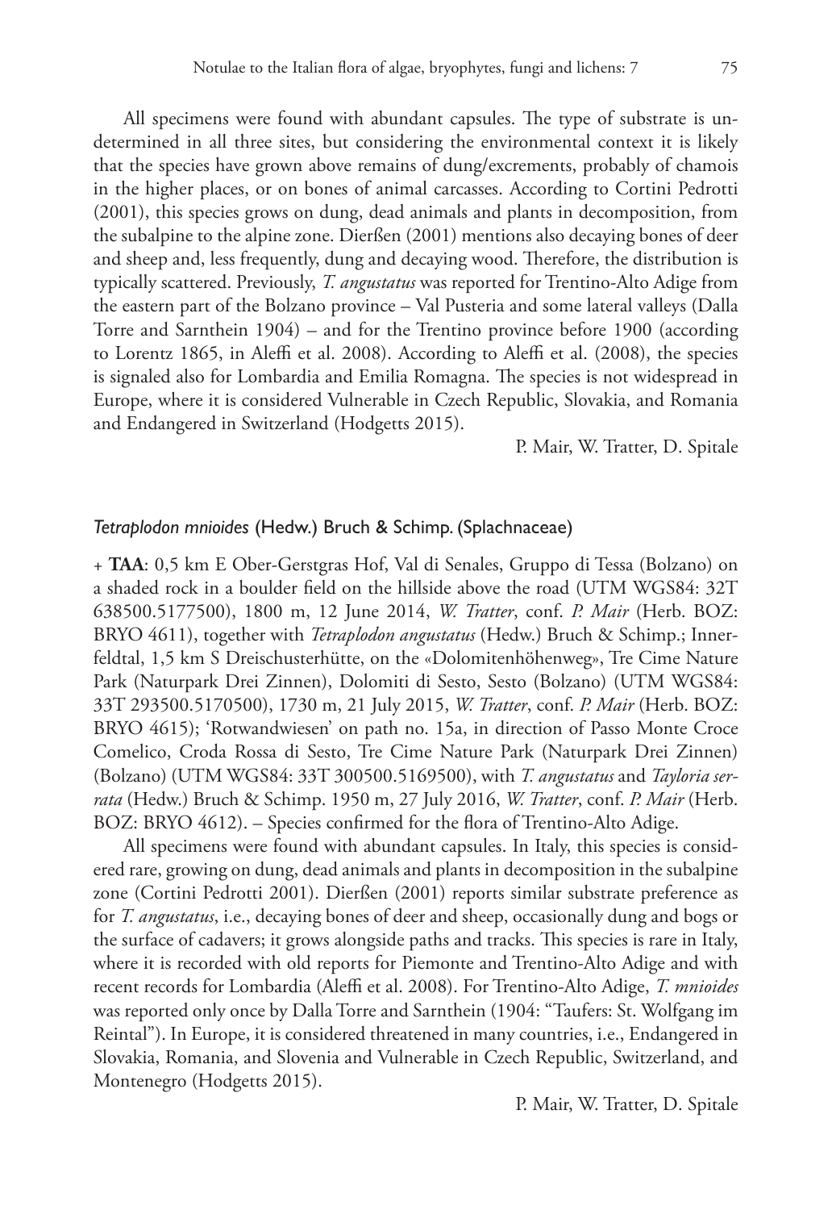All specimens were found with abundant capsules. The type of substrate is undetermined in all three sites, but considering the environmental context it is likely that the species have grown above remains of dung/excrements, probably of chamois in the higher places, or on bones of animal carcasses. According to Cortini Pedrotti (2001), this species grows on dung, dead animals and plants in decomposition, from the subalpine to the alpine zone. Dierßen (2001) mentions also decaying bones of deer and sheep and, less frequently, dung and decaying wood. Therefore, the distribution is typically scattered. Previously, *T. angustatus* was reported for Trentino-Alto Adige from the eastern part of the Bolzano province – Val Pusteria and some lateral valleys (Dalla Torre and Sarnthein 1904) – and for the Trentino province before 1900 (according to Lorentz 1865, in Aleffi et al. 2008). According to Aleffi et al. (2008), the species is signaled also for Lombardia and Emilia Romagna. The species is not widespread in Europe, where it is considered Vulnerable in Czech Republic, Slovakia, and Romania and Endangered in Switzerland (Hodgetts 2015).

P. Mair, W. Tratter, D. Spitale

### *Tetraplodon mnioides* (Hedw.) Bruch & Schimp. (Splachnaceae)

+ **TAA**: 0,5 km E Ober-Gerstgras Hof, Val di Senales, Gruppo di Tessa (Bolzano) on a shaded rock in a boulder field on the hillside above the road (UTM WGS84: 32T 638500.5177500), 1800 m, 12 June 2014, *W. Tratter*, conf. *P. Mair* (Herb. BOZ: BRYO 4611), together with *Tetraplodon angustatus* (Hedw.) Bruch & Schimp.; Innerfeldtal, 1,5 km S Dreischusterhütte, on the «Dolomitenhöhenweg», Tre Cime Nature Park (Naturpark Drei Zinnen), Dolomiti di Sesto, Sesto (Bolzano) (UTM WGS84: 33T 293500.5170500), 1730 m, 21 July 2015, *W. Tratter*, conf. *P. Mair* (Herb. BOZ: BRYO 4615); 'Rotwandwiesen' on path no. 15a, in direction of Passo Monte Croce Comelico, Croda Rossa di Sesto, Tre Cime Nature Park (Naturpark Drei Zinnen) (Bolzano) (UTM WGS84: 33T 300500.5169500), with *T. angustatus* and *Tayloria serrata* (Hedw.) Bruch & Schimp. 1950 m, 27 July 2016, *W. Tratter*, conf. *P. Mair* (Herb. BOZ: BRYO 4612). – Species confirmed for the flora of Trentino-Alto Adige.

All specimens were found with abundant capsules. In Italy, this species is considered rare, growing on dung, dead animals and plants in decomposition in the subalpine zone (Cortini Pedrotti 2001). Dierßen (2001) reports similar substrate preference as for *T. angustatus*, i.e., decaying bones of deer and sheep, occasionally dung and bogs or the surface of cadavers; it grows alongside paths and tracks. This species is rare in Italy, where it is recorded with old reports for Piemonte and Trentino-Alto Adige and with recent records for Lombardia (Aleffi et al. 2008). For Trentino-Alto Adige, *T. mnioides* was reported only once by Dalla Torre and Sarnthein (1904: "Taufers: St. Wolfgang im Reintal"). In Europe, it is considered threatened in many countries, i.e., Endangered in Slovakia, Romania, and Slovenia and Vulnerable in Czech Republic, Switzerland, and Montenegro (Hodgetts 2015).

P. Mair, W. Tratter, D. Spitale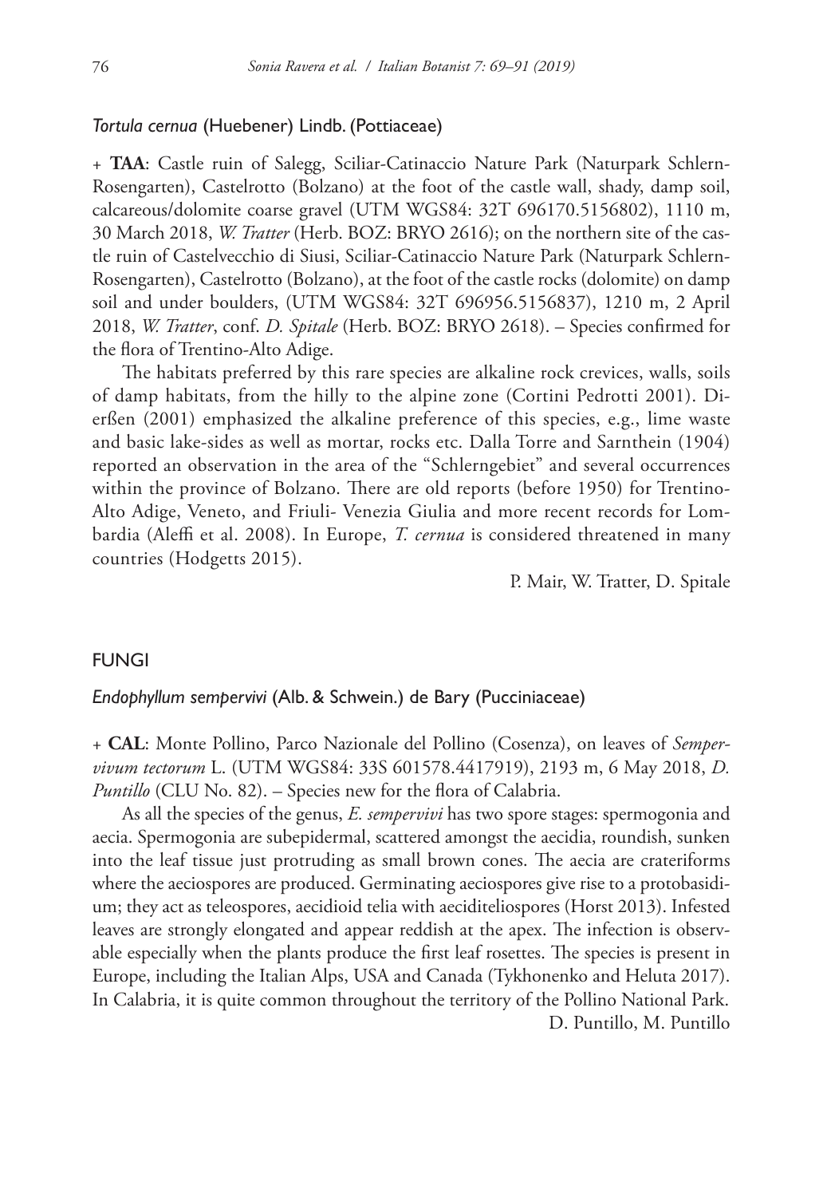### *Tortula cernua* (Huebener) Lindb. (Pottiaceae)

\+ **TAA**: Castle ruin of Salegg, Sciliar-Catinaccio Nature Park (Naturpark Schlern-Rosengarten), Castelrotto (Bolzano) at the foot of the castle wall, shady, damp soil, calcareous/dolomite coarse gravel (UTM WGS84: 32T 696170.5156802), 1110 m, 30 March 2018, *W. Tratter* (Herb. BOZ: BRYO 2616); on the northern site of the castle ruin of Castelvecchio di Siusi, Sciliar-Catinaccio Nature Park (Naturpark Schlern-Rosengarten), Castelrotto (Bolzano), at the foot of the castle rocks (dolomite) on damp soil and under boulders, (UTM WGS84: 32T 696956.5156837), 1210 m, 2 April 2018, *W. Tratter*, conf. *D. Spitale* (Herb. BOZ: BRYO 2618). – Species confirmed for the flora of Trentino-Alto Adige.

The habitats preferred by this rare species are alkaline rock crevices, walls, soils of damp habitats, from the hilly to the alpine zone (Cortini Pedrotti 2001). Dierßen (2001) emphasized the alkaline preference of this species, e.g., lime waste and basic lake-sides as well as mortar, rocks etc. Dalla Torre and Sarnthein (1904) reported an observation in the area of the "Schlerngebiet" and several occurrences within the province of Bolzano. There are old reports (before 1950) for Trentino-Alto Adige, Veneto, and Friuli- Venezia Giulia and more recent records for Lombardia (Aleffi et al. 2008). In Europe, *T. cernua* is considered threatened in many countries (Hodgetts 2015).

P. Mair, W. Tratter, D. Spitale

## FUNGI

### *Endophyllum sempervivi* (Alb. & Schwein.) de Bary (Pucciniaceae)

\+ **CAL**: Monte Pollino, Parco Nazionale del Pollino (Cosenza), on leaves of *Sempervivum tectorum* L. (UTM WGS84: 33S 601578.4417919), 2193 m, 6 May 2018, *D. Puntillo* (CLU No. 82). – Species new for the flora of Calabria.

As all the species of the genus, *E. sempervivi* has two spore stages: spermogonia and aecia. Spermogonia are subepidermal, scattered amongst the aecidia, roundish, sunken into the leaf tissue just protruding as small brown cones. The aecia are crateriforms where the aeciospores are produced. Germinating aeciospores give rise to a protobasidium; they act as teleospores, aecidioid telia with aeciditeliospores (Horst 2013). Infested leaves are strongly elongated and appear reddish at the apex. The infection is observable especially when the plants produce the first leaf rosettes. The species is present in Europe, including the Italian Alps, USA and Canada (Tykhonenko and Heluta 2017). In Calabria, it is quite common throughout the territory of the Pollino National Park.

D. Puntillo, M. Puntillo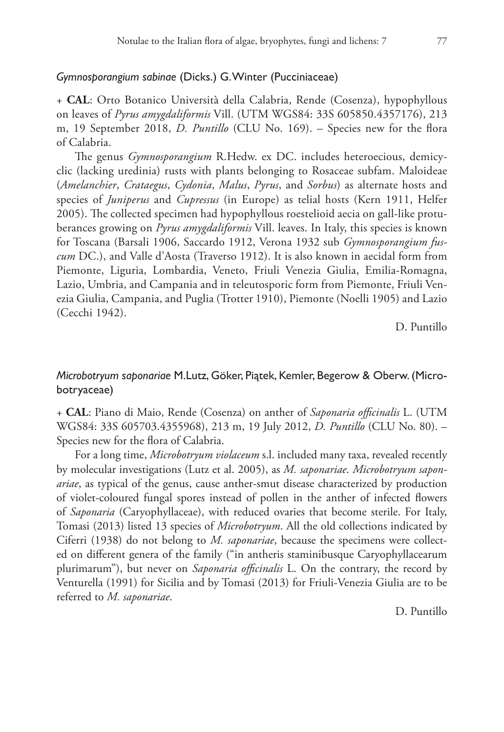### *Gymnosporangium sabinae* (Dicks.) G.Winter (Pucciniaceae)

+ **CAL**: Orto Botanico Università della Calabria, Rende (Cosenza), hypophyllous on leaves of *Pyrus amygdaliformis* Vill. (UTM WGS84: 33S 605850.4357176), 213 m, 19 September 2018, *D. Puntillo* (CLU No. 169). – Species new for the flora of Calabria.

The genus *Gymnosporangium* R.Hedw. ex DC. includes heteroecious, demicyclic (lacking uredinia) rusts with plants belonging to Rosaceae subfam. Maloideae (*Amelanchier*, *Crataegus*, *Cydonia*, *Malus*, *Pyrus*, and *Sorbus*) as alternate hosts and species of *Juniperus* and *Cupressus* (in Europe) as telial hosts (Kern 1911, Helfer 2005). The collected specimen had hypophyllous roestelioid aecia on gall-like protuberances growing on *Pyrus amygdaliformis* Vill. leaves. In Italy, this species is known for Toscana (Barsali 1906, Saccardo 1912, Verona 1932 sub *Gymnosporangium fuscum* DC.), and Valle d'Aosta (Traverso 1912). It is also known in aecidal form from Piemonte, Liguria, Lombardia, Veneto, Friuli Venezia Giulia, Emilia-Romagna, Lazio, Umbria, and Campania and in teleutosporic form from Piemonte, Friuli Venezia Giulia, Campania, and Puglia (Trotter 1910), Piemonte (Noelli 1905) and Lazio (Cecchi 1942).

D. Puntillo

### *Microbotryum saponariae* M.Lutz, Göker, Piątek, Kemler, Begerow & Oberw. (Microbotryaceae)

+ **CAL**: Piano di Maio, Rende (Cosenza) on anther of *Saponaria officinalis* L. (UTM WGS84: 33S 605703.4355968), 213 m, 19 July 2012, *D. Puntillo* (CLU No. 80). – Species new for the flora of Calabria.

For a long time, *Microbotryum violaceum* s.l. included many taxa, revealed recently by molecular investigations (Lutz et al. 2005), as *M. saponariae*. *Microbotryum saponariae*, as typical of the genus, cause anther-smut disease characterized by production of violet-coloured fungal spores instead of pollen in the anther of infected flowers of *Saponaria* (Caryophyllaceae), with reduced ovaries that become sterile. For Italy, Tomasi (2013) listed 13 species of *Microbotryum*. All the old collections indicated by Ciferri (1938) do not belong to *M. saponariae*, because the specimens were collected on different genera of the family ("in antheris staminibusque Caryophyllacearum plurimarum"), but never on *Saponaria officinalis* L. On the contrary, the record by Venturella (1991) for Sicilia and by Tomasi (2013) for Friuli-Venezia Giulia are to be referred to *M. saponariae*.

D. Puntillo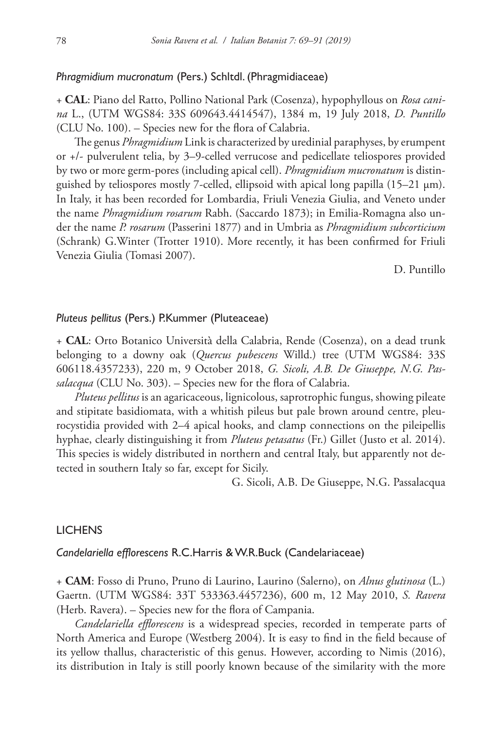### *Phragmidium mucronatum* (Pers.) Schltdl. (Phragmidiaceae)

+ **CAL**: Piano del Ratto, Pollino National Park (Cosenza), hypophyllous on *Rosa canina* L., (UTM WGS84: 33S 609643.4414547), 1384 m, 19 July 2018, *D. Puntillo* (CLU No. 100). – Species new for the flora of Calabria.

The genus *Phragmidium* Link is characterized by uredinial paraphyses, by erumpent or +/- pulverulent telia, by 3–9-celled verrucose and pedicellate teliospores provided by two or more germ-pores (including apical cell). *Phragmidium mucronatum* is distinguished by teliospores mostly 7-celled, ellipsoid with apical long papilla (15–21 μm). In Italy, it has been recorded for Lombardia, Friuli Venezia Giulia, and Veneto under the name *Phragmidium rosarum* Rabh. (Saccardo 1873); in Emilia-Romagna also under the name *P. rosarum* (Passerini 1877) and in Umbria as *Phragmidium subcorticium* (Schrank) G.Winter (Trotter 1910). More recently, it has been confirmed for Friuli Venezia Giulia (Tomasi 2007).

D. Puntillo

### *Pluteus pellitus* (Pers.) P.Kummer (Pluteaceae)

+ **CAL**: Orto Botanico Università della Calabria, Rende (Cosenza), on a dead trunk belonging to a downy oak (*Quercus pubescens* Willd.) tree (UTM WGS84: 33S 606118.4357233), 220 m, 9 October 2018, *G. Sicoli, A.B. De Giuseppe, N.G. Passalacqua* (CLU No. 303). – Species new for the flora of Calabria.

*Pluteus pellitus* is an agaricaceous, lignicolous, saprotrophic fungus, showing pileate and stipitate basidiomata, with a whitish pileus but pale brown around centre, pleurocystidia provided with 2–4 apical hooks, and clamp connections on the pileipellis hyphae, clearly distinguishing it from *Pluteus petasatus* (Fr.) Gillet (Justo et al. 2014). This species is widely distributed in northern and central Italy, but apparently not detected in southern Italy so far, except for Sicily.

G. Sicoli, A.B. De Giuseppe, N.G. Passalacqua

## LICHENS

### *Candelariella efflorescens* R.C.Harris & W.R.Buck (Candelariaceae)

+ **CAM**: Fosso di Pruno, Pruno di Laurino, Laurino (Salerno), on *Alnus glutinosa* (L.) Gaertn. (UTM WGS84: 33T 533363.4457236), 600 m, 12 May 2010, *S. Ravera* (Herb. Ravera). – Species new for the flora of Campania.

*Candelariella efflorescens* is a widespread species, recorded in temperate parts of North America and Europe (Westberg 2004). It is easy to find in the field because of its yellow thallus, characteristic of this genus. However, according to Nimis (2016), its distribution in Italy is still poorly known because of the similarity with the more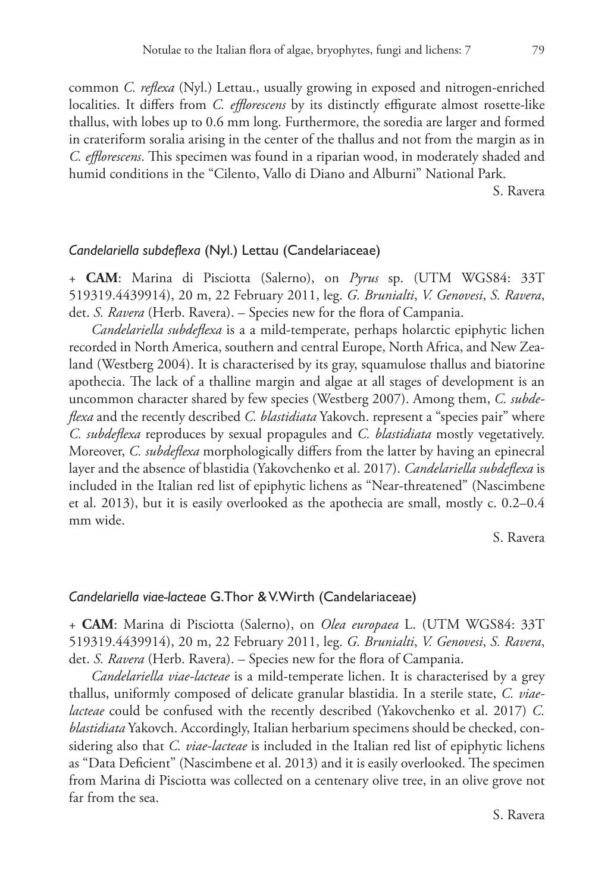common *C. reflexa* (Nyl.) Lettau., usually growing in exposed and nitrogen-enriched localities. It differs from *C. efflorescens* by its distinctly effigurate almost rosette-like thallus, with lobes up to 0.6 mm long. Furthermore, the soredia are larger and formed in crateriform soralia arising in the center of the thallus and not from the margin as in *C. efflorescens*. This specimen was found in a riparian wood, in moderately shaded and humid conditions in the "Cilento, Vallo di Diano and Alburni" National Park.

S. Ravera

### *Candelariella subdeflexa* (Nyl.) Lettau (Candelariaceae)

+ **CAM**: Marina di Pisciotta (Salerno), on *Pyrus* sp. (UTM WGS84: 33T 519319.4439914), 20 m, 22 February 2011, leg. *G. Brunialti*, *V. Genovesi*, *S. Ravera*, det. *S. Ravera* (Herb. Ravera). – Species new for the flora of Campania.

*Candelariella subdeflexa* is a a mild-temperate, perhaps holarctic epiphytic lichen recorded in North America, southern and central Europe, North Africa, and New Zealand (Westberg 2004). It is characterised by its gray, squamulose thallus and biatorine apothecia. The lack of a thalline margin and algae at all stages of development is an uncommon character shared by few species (Westberg 2007). Among them, *C. subdeflexa* and the recently described *C. blastidiata* Yakovch. represent a "species pair" where *C. subdeflexa* reproduces by sexual propagules and *C. blastidiata* mostly vegetatively. Moreover, *C. subdeflexa* morphologically differs from the latter by having an epinecral layer and the absence of blastidia (Yakovchenko et al. 2017). *Candelariella subdeflexa* is included in the Italian red list of epiphytic lichens as "Near-threatened" (Nascimbene et al. 2013), but it is easily overlooked as the apothecia are small, mostly c. 0.2–0.4 mm wide.

S. Ravera

### *Candelariella viae-lacteae* G.Thor & V.Wirth (Candelariaceae)

+ **CAM**: Marina di Pisciotta (Salerno), on *Olea europaea* L. (UTM WGS84: 33T 519319.4439914), 20 m, 22 February 2011, leg. *G. Brunialti*, *V. Genovesi*, *S. Ravera*, det. *S. Ravera* (Herb. Ravera). – Species new for the flora of Campania.

*Candelariella viae-lacteae* is a mild-temperate lichen. It is characterised by a grey thallus, uniformly composed of delicate granular blastidia. In a sterile state, *C. viae-lacteae* could be confused with the recently described (Yakovchenko et al. 2017) *C. blastidiata* Yakovch. Accordingly, Italian herbarium specimens should be checked, considering also that *C. viae-lacteae* is included in the Italian red list of epiphytic lichens as "Data Deficient" (Nascimbene et al. 2013) and it is easily overlooked. The specimen from Marina di Pisciotta was collected on a centenary olive tree, in an olive grove not far from the sea.

S. Ravera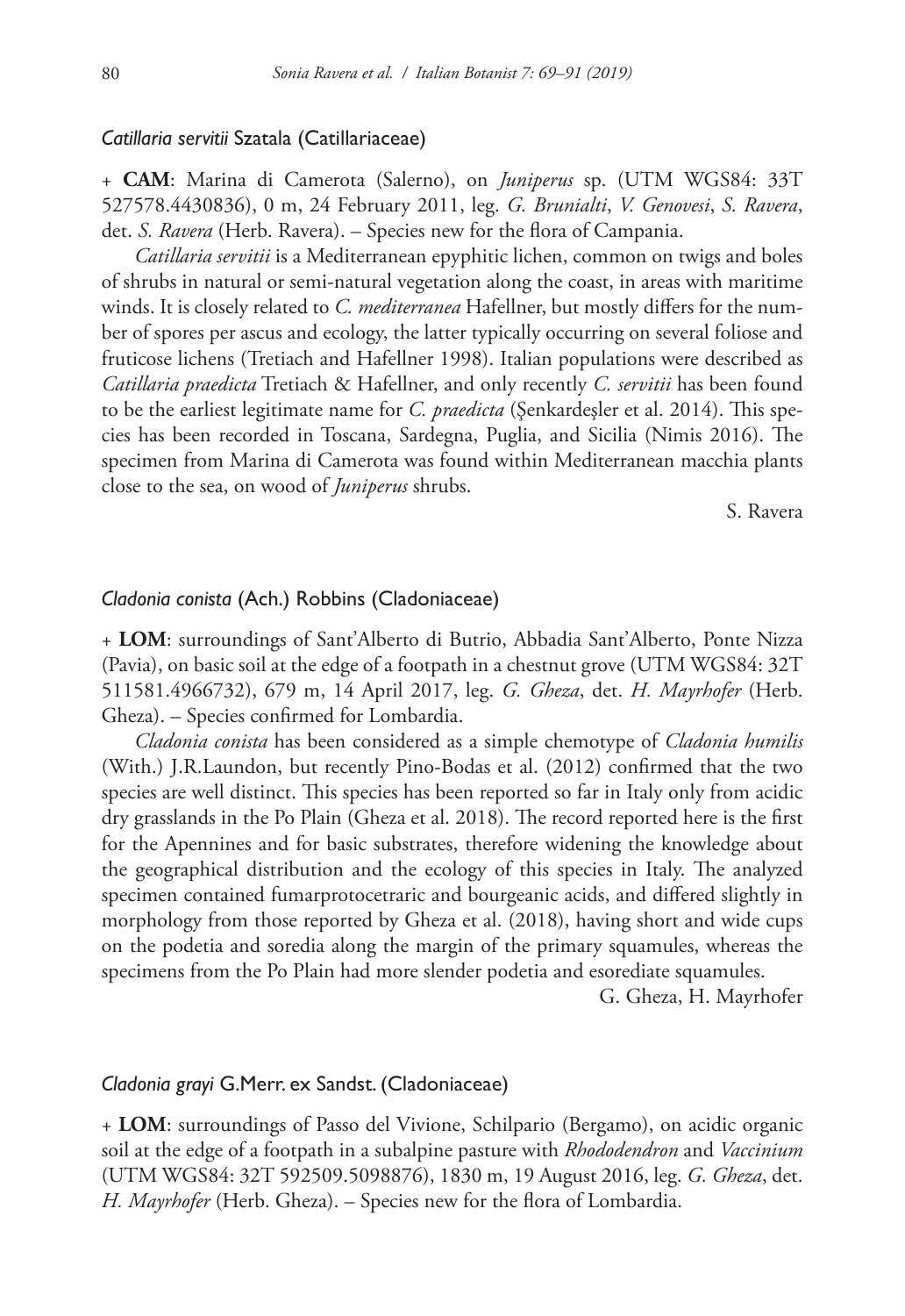### *Catillaria servitii* Szatala (Catillariaceae)

+ **CAM**: Marina di Camerota (Salerno), on *Juniperus* sp. (UTM WGS84: 33T 527578.4430836), 0 m, 24 February 2011, leg. *G. Brunialti*, *V. Genovesi*, *S. Ravera*, det. *S. Ravera* (Herb. Ravera). – Species new for the flora of Campania.

*Catillaria servitii* is a Mediterranean epyphitic lichen, common on twigs and boles of shrubs in natural or semi-natural vegetation along the coast, in areas with maritime winds. It is closely related to *C. mediterranea* Hafellner, but mostly differs for the number of spores per ascus and ecology, the latter typically occurring on several foliose and fruticose lichens (Tretiach and Hafellner 1998). Italian populations were described as *Catillaria praedicta* Tretiach & Hafellner, and only recently *C. servitii* has been found to be the earliest legitimate name for *C. praedicta* (Şenkardeşler et al. 2014). This species has been recorded in Toscana, Sardegna, Puglia, and Sicilia (Nimis 2016). The specimen from Marina di Camerota was found within Mediterranean macchia plants close to the sea, on wood of *Juniperus* shrubs.

S. Ravera

### *Cladonia conista* (Ach.) Robbins (Cladoniaceae)

+ **LOM**: surroundings of Sant'Alberto di Butrio, Abbadia Sant'Alberto, Ponte Nizza (Pavia), on basic soil at the edge of a footpath in a chestnut grove (UTM WGS84: 32T 511581.4966732), 679 m, 14 April 2017, leg. *G. Gheza*, det. *H. Mayrhofer* (Herb. Gheza). – Species confirmed for Lombardia.

*Cladonia conista* has been considered as a simple chemotype of *Cladonia humilis* (With.) J.R.Laundon, but recently Pino-Bodas et al. (2012) confirmed that the two species are well distinct. This species has been reported so far in Italy only from acidic dry grasslands in the Po Plain (Gheza et al. 2018). The record reported here is the first for the Apennines and for basic substrates, therefore widening the knowledge about the geographical distribution and the ecology of this species in Italy. The analyzed specimen contained fumarprotocetraric and bourgeanic acids, and differed slightly in morphology from those reported by Gheza et al. (2018), having short and wide cups on the podetia and soredia along the margin of the primary squamules, whereas the specimens from the Po Plain had more slender podetia and esorediate squamules.

G. Gheza, H. Mayrhofer

### *Cladonia grayi* G.Merr. ex Sandst. (Cladoniaceae)

+ **LOM**: surroundings of Passo del Vivione, Schilpario (Bergamo), on acidic organic soil at the edge of a footpath in a subalpine pasture with *Rhododendron* and *Vaccinium* (UTM WGS84: 32T 592509.5098876), 1830 m, 19 August 2016, leg. *G. Gheza*, det. *H. Mayrhofer* (Herb. Gheza). – Species new for the flora of Lombardia.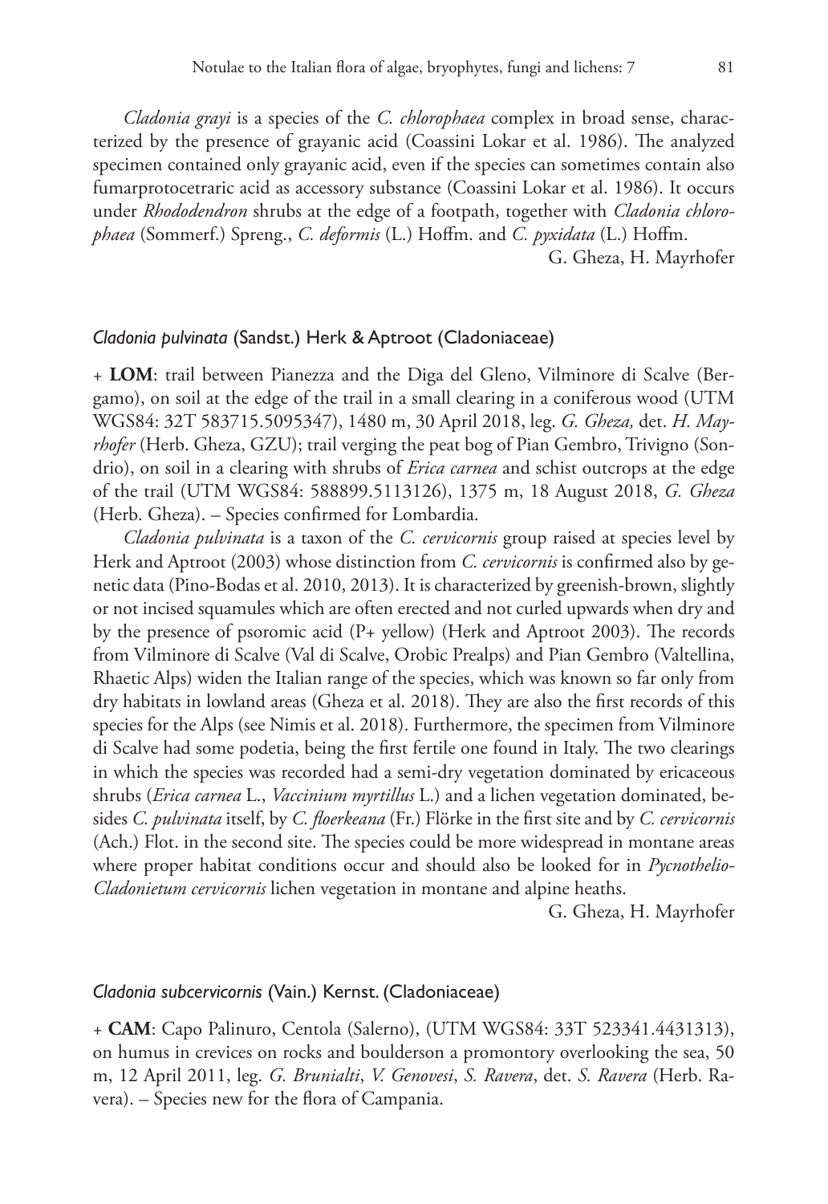*Cladonia grayi* is a species of the *C. chlorophaea* complex in broad sense, characterized by the presence of grayanic acid (Coassini Lokar et al. 1986). The analyzed specimen contained only grayanic acid, even if the species can sometimes contain also fumarprotocetraric acid as accessory substance (Coassini Lokar et al. 1986). It occurs under *Rhododendron* shrubs at the edge of a footpath, together with *Cladonia chlorophaea* (Sommerf.) Spreng., *C. deformis* (L.) Hoffm. and *C. pyxidata* (L.) Hoffm.

G. Gheza, H. Mayrhofer

### *Cladonia pulvinata* (Sandst.) Herk & Aptroot (Cladoniaceae)

+ **LOM**: trail between Pianezza and the Diga del Gleno, Vilminore di Scalve (Bergamo), on soil at the edge of the trail in a small clearing in a coniferous wood (UTM WGS84: 32T 583715.5095347), 1480 m, 30 April 2018, leg. *G. Gheza,* det. *H. Mayrhofer* (Herb. Gheza, GZU); trail verging the peat bog of Pian Gembro, Trivigno (Sondrio), on soil in a clearing with shrubs of *Erica carnea* and schist outcrops at the edge of the trail (UTM WGS84: 588899.5113126), 1375 m, 18 August 2018, *G. Gheza* (Herb. Gheza). – Species confirmed for Lombardia.

*Cladonia pulvinata* is a taxon of the *C. cervicornis* group raised at species level by Herk and Aptroot (2003) whose distinction from *C. cervicornis* is confirmed also by genetic data (Pino-Bodas et al. 2010, 2013). It is characterized by greenish-brown, slightly or not incised squamules which are often erected and not curled upwards when dry and by the presence of psoromic acid (P+ yellow) (Herk and Aptroot 2003). The records from Vilminore di Scalve (Val di Scalve, Orobic Prealps) and Pian Gembro (Valtellina, Rhaetic Alps) widen the Italian range of the species, which was known so far only from dry habitats in lowland areas (Gheza et al. 2018). They are also the first records of this species for the Alps (see Nimis et al. 2018). Furthermore, the specimen from Vilminore di Scalve had some podetia, being the first fertile one found in Italy. The two clearings in which the species was recorded had a semi-dry vegetation dominated by ericaceous shrubs (*Erica carnea* L., *Vaccinium myrtillus* L.) and a lichen vegetation dominated, besides *C. pulvinata* itself, by *C. floerkeana* (Fr.) Flörke in the first site and by *C. cervicornis* (Ach.) Flot. in the second site. The species could be more widespread in montane areas where proper habitat conditions occur and should also be looked for in *Pycnothelio-Cladonietum cervicornis* lichen vegetation in montane and alpine heaths.

G. Gheza, H. Mayrhofer

### *Cladonia subcervicornis* (Vain.) Kernst. (Cladoniaceae)

+ **CAM**: Capo Palinuro, Centola (Salerno), (UTM WGS84: 33T 523341.4431313), on humus in crevices on rocks and boulderson a promontory overlooking the sea, 50 m, 12 April 2011, leg. *G. Brunialti*, *V. Genovesi*, *S. Ravera*, det. *S. Ravera* (Herb. Ravera). – Species new for the flora of Campania.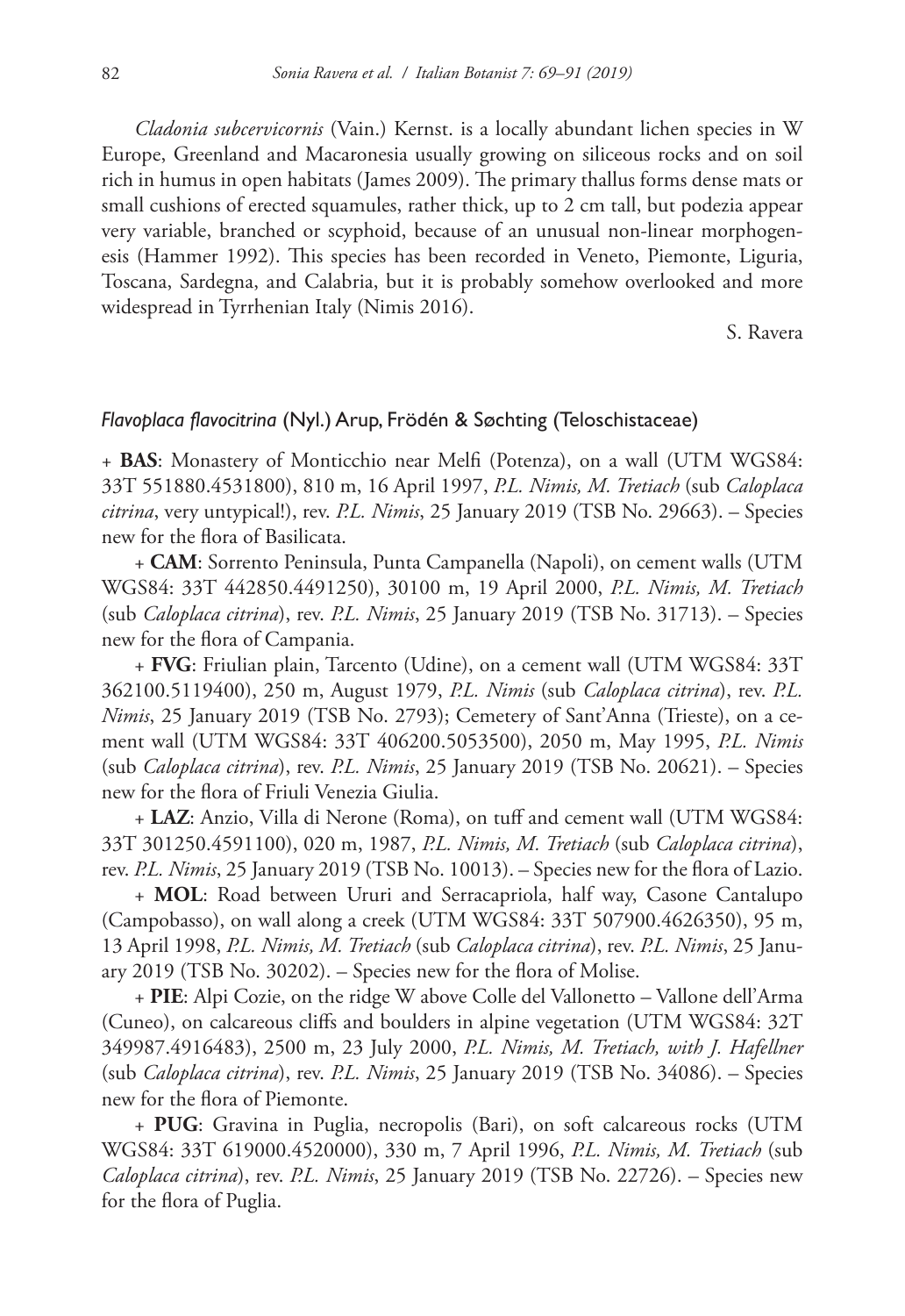*Cladonia subcervicornis* (Vain.) Kernst. is a locally abundant lichen species in W Europe, Greenland and Macaronesia usually growing on siliceous rocks and on soil rich in humus in open habitats (James 2009). The primary thallus forms dense mats or small cushions of erected squamules, rather thick, up to 2 cm tall, but podezia appear very variable, branched or scyphoid, because of an unusual non-linear morphogenesis (Hammer 1992). This species has been recorded in Veneto, Piemonte, Liguria, Toscana, Sardegna, and Calabria, but it is probably somehow overlooked and more widespread in Tyrrhenian Italy (Nimis 2016).

S. Ravera

### *Flavoplaca flavocitrina* (Nyl.) Arup, Frödén & Søchting (Teloschistaceae)

\+ **BAS**: Monastery of Monticchio near Melfi (Potenza), on a wall (UTM WGS84: 33T 551880.4531800), 810 m, 16 April 1997, *P.L. Nimis, M. Tretiach* (sub *Caloplaca citrina*, very untypical!), rev. *P.L. Nimis*, 25 January 2019 (TSB No. 29663). – Species new for the flora of Basilicata.

\+ **CAM**: Sorrento Peninsula, Punta Campanella (Napoli), on cement walls (UTM WGS84: 33T 442850.4491250), 30100 m, 19 April 2000, *P.L. Nimis, M. Tretiach* (sub *Caloplaca citrina*), rev. *P.L. Nimis*, 25 January 2019 (TSB No. 31713). – Species new for the flora of Campania.

\+ **FVG**: Friulian plain, Tarcento (Udine), on a cement wall (UTM WGS84: 33T 362100.5119400), 250 m, August 1979, *P.L. Nimis* (sub *Caloplaca citrina*), rev. *P.L. Nimis*, 25 January 2019 (TSB No. 2793); Cemetery of Sant'Anna (Trieste), on a cement wall (UTM WGS84: 33T 406200.5053500), 2050 m, May 1995, *P.L. Nimis* (sub *Caloplaca citrina*), rev. *P.L. Nimis*, 25 January 2019 (TSB No. 20621). – Species new for the flora of Friuli Venezia Giulia.

\+ **LAZ**: Anzio, Villa di Nerone (Roma), on tuff and cement wall (UTM WGS84: 33T 301250.4591100), 020 m, 1987, *P.L. Nimis, M. Tretiach* (sub *Caloplaca citrina*), rev. *P.L. Nimis*, 25 January 2019 (TSB No. 10013). – Species new for the flora of Lazio.

\+ **MOL**: Road between Ururi and Serracapriola, half way, Casone Cantalupo (Campobasso), on wall along a creek (UTM WGS84: 33T 507900.4626350), 95 m, 13 April 1998, *P.L. Nimis, M. Tretiach* (sub *Caloplaca citrina*), rev. *P.L. Nimis*, 25 January 2019 (TSB No. 30202). – Species new for the flora of Molise.

\+ **PIE**: Alpi Cozie, on the ridge W above Colle del Vallonetto – Vallone dell'Arma (Cuneo), on calcareous cliffs and boulders in alpine vegetation (UTM WGS84: 32T 349987.4916483), 2500 m, 23 July 2000, *P.L. Nimis, M. Tretiach, with J. Hafellner* (sub *Caloplaca citrina*), rev. *P.L. Nimis*, 25 January 2019 (TSB No. 34086). – Species new for the flora of Piemonte.

\+ **PUG**: Gravina in Puglia, necropolis (Bari), on soft calcareous rocks (UTM WGS84: 33T 619000.4520000), 330 m, 7 April 1996, *P.L. Nimis, M. Tretiach* (sub *Caloplaca citrina*), rev. *P.L. Nimis*, 25 January 2019 (TSB No. 22726). – Species new for the flora of Puglia.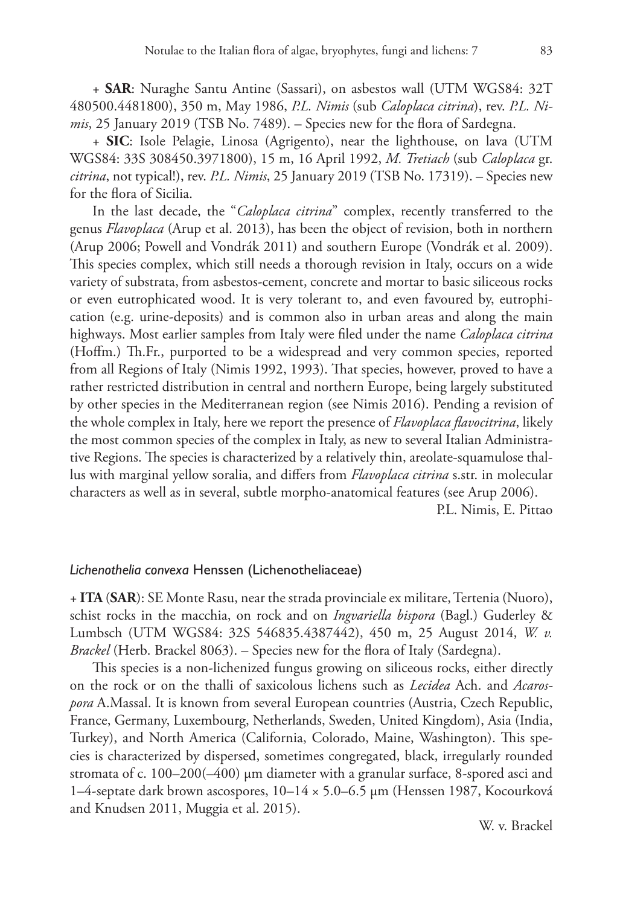+ **SAR**: Nuraghe Santu Antine (Sassari), on asbestos wall (UTM WGS84: 32T 480500.4481800), 350 m, May 1986, *P.L. Nimis* (sub *Caloplaca citrina*), rev. *P.L. Nimis*, 25 January 2019 (TSB No. 7489). – Species new for the flora of Sardegna.

+ **SIC**: Isole Pelagie, Linosa (Agrigento), near the lighthouse, on lava (UTM WGS84: 33S 308450.3971800), 15 m, 16 April 1992, *M. Tretiach* (sub *Caloplaca* gr. *citrina*, not typical!), rev. *P.L. Nimis*, 25 January 2019 (TSB No. 17319). – Species new for the flora of Sicilia.

In the last decade, the "*Caloplaca citrina*" complex, recently transferred to the genus *Flavoplaca* (Arup et al. 2013), has been the object of revision, both in northern (Arup 2006; Powell and Vondrák 2011) and southern Europe (Vondrák et al. 2009). This species complex, which still needs a thorough revision in Italy, occurs on a wide variety of substrata, from asbestos-cement, concrete and mortar to basic siliceous rocks or even eutrophicated wood. It is very tolerant to, and even favoured by, eutrophication (e.g. urine-deposits) and is common also in urban areas and along the main highways. Most earlier samples from Italy were filed under the name *Caloplaca citrina* (Hoffm.) Th.Fr., purported to be a widespread and very common species, reported from all Regions of Italy (Nimis 1992, 1993). That species, however, proved to have a rather restricted distribution in central and northern Europe, being largely substituted by other species in the Mediterranean region (see Nimis 2016). Pending a revision of the whole complex in Italy, here we report the presence of *Flavoplaca flavocitrina*, likely the most common species of the complex in Italy, as new to several Italian Administrative Regions. The species is characterized by a relatively thin, areolate-squamulose thallus with marginal yellow soralia, and differs from *Flavoplaca citrina* s.str. in molecular characters as well as in several, subtle morpho-anatomical features (see Arup 2006).

P.L. Nimis, E. Pittao

#### *Lichenothelia convexa* Henssen (Lichenotheliaceae)

+ **ITA** (**SAR**): SE Monte Rasu, near the strada provinciale ex militare, Tertenia (Nuoro), schist rocks in the macchia, on rock and on *Ingvariella bispora* (Bagl.) Guderley & Lumbsch (UTM WGS84: 32S 546835.4387442), 450 m, 25 August 2014, *W. v. Brackel* (Herb. Brackel 8063). – Species new for the flora of Italy (Sardegna).

This species is a non-lichenized fungus growing on siliceous rocks, either directly on the rock or on the thalli of saxicolous lichens such as *Lecidea* Ach. and *Acarospora* A.Massal. It is known from several European countries (Austria, Czech Republic, France, Germany, Luxembourg, Netherlands, Sweden, United Kingdom), Asia (India, Turkey), and North America (California, Colorado, Maine, Washington). This species is characterized by dispersed, sometimes congregated, black, irregularly rounded stromata of c. 100–200(–400) µm diameter with a granular surface, 8-spored asci and 1–4-septate dark brown ascospores, 10–14 × 5.0–6.5 µm (Henssen 1987, Kocourková and Knudsen 2011, Muggia et al. 2015).

W. v. Brackel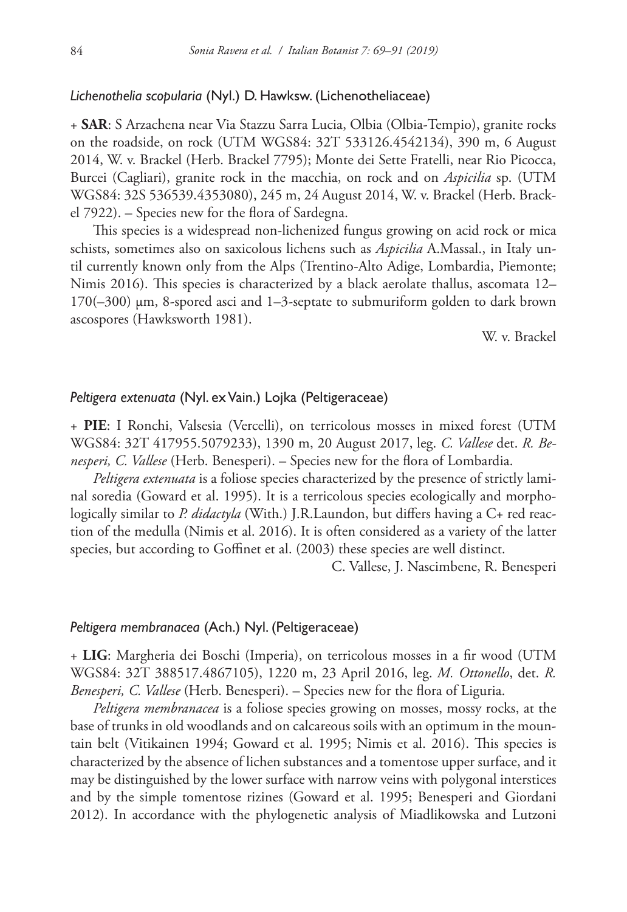### *Lichenothelia scopularia* (Nyl.) D. Hawksw. (Lichenotheliaceae)

+ **SAR**: S Arzachena near Via Stazzu Sarra Lucia, Olbia (Olbia-Tempio), granite rocks on the roadside, on rock (UTM WGS84: 32T 533126.4542134), 390 m, 6 August 2014, W. v. Brackel (Herb. Brackel 7795); Monte dei Sette Fratelli, near Rio Picocca, Burcei (Cagliari), granite rock in the macchia, on rock and on *Aspicilia* sp. (UTM WGS84: 32S 536539.4353080), 245 m, 24 August 2014, W. v. Brackel (Herb. Brackel 7922). – Species new for the flora of Sardegna.

This species is a widespread non-lichenized fungus growing on acid rock or mica schists, sometimes also on saxicolous lichens such as *Aspicilia* A.Massal., in Italy until currently known only from the Alps (Trentino-Alto Adige, Lombardia, Piemonte; Nimis 2016). This species is characterized by a black aerolate thallus, ascomata 12–170(–300) μm, 8-spored asci and 1–3-septate to submuriform golden to dark brown ascospores (Hawksworth 1981).

W. v. Brackel

### *Peltigera extenuata* (Nyl. ex Vain.) Lojka (Peltigeraceae)

+ **PIE**: I Ronchi, Valsesia (Vercelli), on terricolous mosses in mixed forest (UTM WGS84: 32T 417955.5079233), 1390 m, 20 August 2017, leg. *C. Vallese* det. *R. Benesperi, C. Vallese* (Herb. Benesperi). – Species new for the flora of Lombardia.

*Peltigera extenuata* is a foliose species characterized by the presence of strictly laminal soredia (Goward et al. 1995). It is a terricolous species ecologically and morphologically similar to *P. didactyla* (With.) J.R.Laundon, but differs having a C+ red reaction of the medulla (Nimis et al. 2016). It is often considered as a variety of the latter species, but according to Goffinet et al. (2003) these species are well distinct.

C. Vallese, J. Nascimbene, R. Benesperi

### *Peltigera membranacea* (Ach.) Nyl. (Peltigeraceae)

+ **LIG**: Margheria dei Boschi (Imperia), on terricolous mosses in a fir wood (UTM WGS84: 32T 388517.4867105), 1220 m, 23 April 2016, leg. *M. Ottonello*, det. *R. Benesperi, C. Vallese* (Herb. Benesperi). – Species new for the flora of Liguria.

*Peltigera membranacea* is a foliose species growing on mosses, mossy rocks, at the base of trunks in old woodlands and on calcareous soils with an optimum in the mountain belt (Vitikainen 1994; Goward et al. 1995; Nimis et al. 2016). This species is characterized by the absence of lichen substances and a tomentose upper surface, and it may be distinguished by the lower surface with narrow veins with polygonal interstices and by the simple tomentose rizines (Goward et al. 1995; Benesperi and Giordani 2012). In accordance with the phylogenetic analysis of Miadlikowska and Lutzoni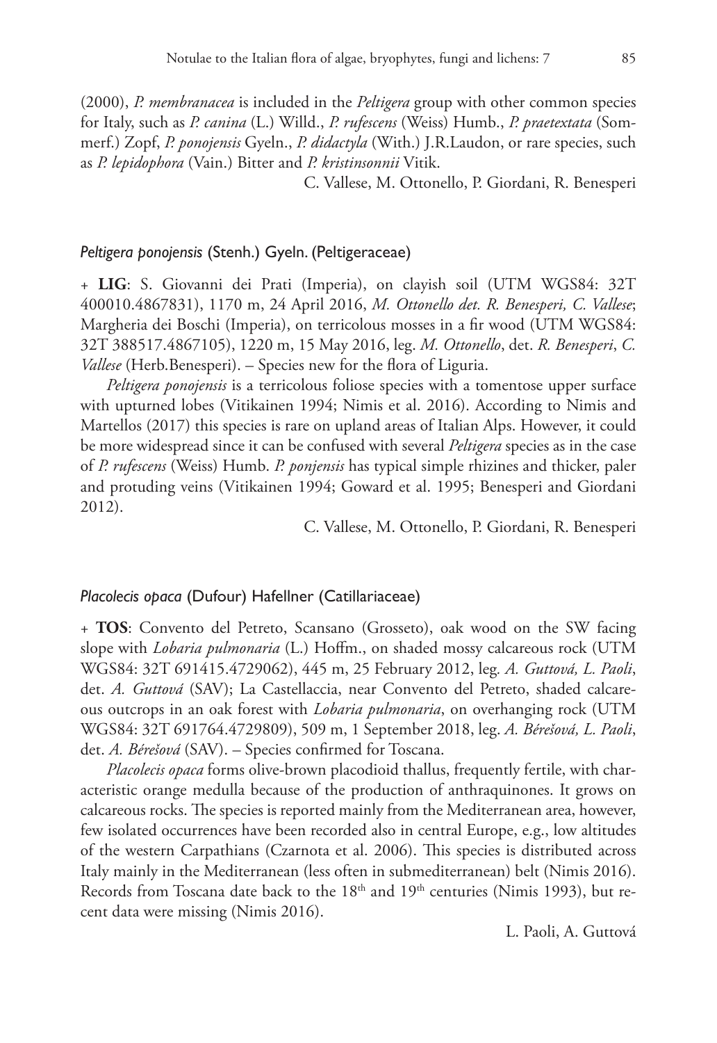(2000), *P. membranacea* is included in the *Peltigera* group with other common species for Italy, such as *P. canina* (L.) Willd., *P. rufescens* (Weiss) Humb., *P. praetextata* (Sommerf.) Zopf, *P. ponojensis* Gyeln., *P. didactyla* (With.) J.R.Laudon, or rare species, such as *P. lepidophora* (Vain.) Bitter and *P. kristinsonnii* Vitik.

C. Vallese, M. Ottonello, P. Giordani, R. Benesperi

### *Peltigera ponojensis* (Stenh.) Gyeln. (Peltigeraceae)

+ **LIG**: S. Giovanni dei Prati (Imperia), on clayish soil (UTM WGS84: 32T 400010.4867831), 1170 m, 24 April 2016, *M. Ottonello det. R. Benesperi, C. Vallese*; Margheria dei Boschi (Imperia), on terricolous mosses in a fir wood (UTM WGS84: 32T 388517.4867105), 1220 m, 15 May 2016, leg. *M. Ottonello*, det. *R. Benesperi*, *C. Vallese* (Herb.Benesperi). – Species new for the flora of Liguria.

*Peltigera ponojensis* is a terricolous foliose species with a tomentose upper surface with upturned lobes (Vitikainen 1994; Nimis et al. 2016). According to Nimis and Martellos (2017) this species is rare on upland areas of Italian Alps. However, it could be more widespread since it can be confused with several *Peltigera* species as in the case of *P. rufescens* (Weiss) Humb. *P. ponjensis* has typical simple rhizines and thicker, paler and protuding veins (Vitikainen 1994; Goward et al. 1995; Benesperi and Giordani 2012).

C. Vallese, M. Ottonello, P. Giordani, R. Benesperi

### *Placolecis opaca* (Dufour) Hafellner (Catillariaceae)

+ **TOS**: Convento del Petreto, Scansano (Grosseto), oak wood on the SW facing slope with *Lobaria pulmonaria* (L.) Hoffm., on shaded mossy calcareous rock (UTM WGS84: 32T 691415.4729062), 445 m, 25 February 2012, leg. *A. Guttová, L. Paoli*, det. *A. Guttová* (SAV); La Castellaccia, near Convento del Petreto, shaded calcareous outcrops in an oak forest with *Lobaria pulmonaria*, on overhanging rock (UTM WGS84: 32T 691764.4729809), 509 m, 1 September 2018, leg. *A. Bérešová, L. Paoli*, det. *A. Bérešová* (SAV). – Species confirmed for Toscana.

*Placolecis opaca* forms olive-brown placodioid thallus, frequently fertile, with characteristic orange medulla because of the production of anthraquinones. It grows on calcareous rocks. The species is reported mainly from the Mediterranean area, however, few isolated occurrences have been recorded also in central Europe, e.g., low altitudes of the western Carpathians (Czarnota et al. 2006). This species is distributed across Italy mainly in the Mediterranean (less often in submediterranean) belt (Nimis 2016). Records from Toscana date back to the 18th and 19th centuries (Nimis 1993), but recent data were missing (Nimis 2016).

L. Paoli, A. Guttová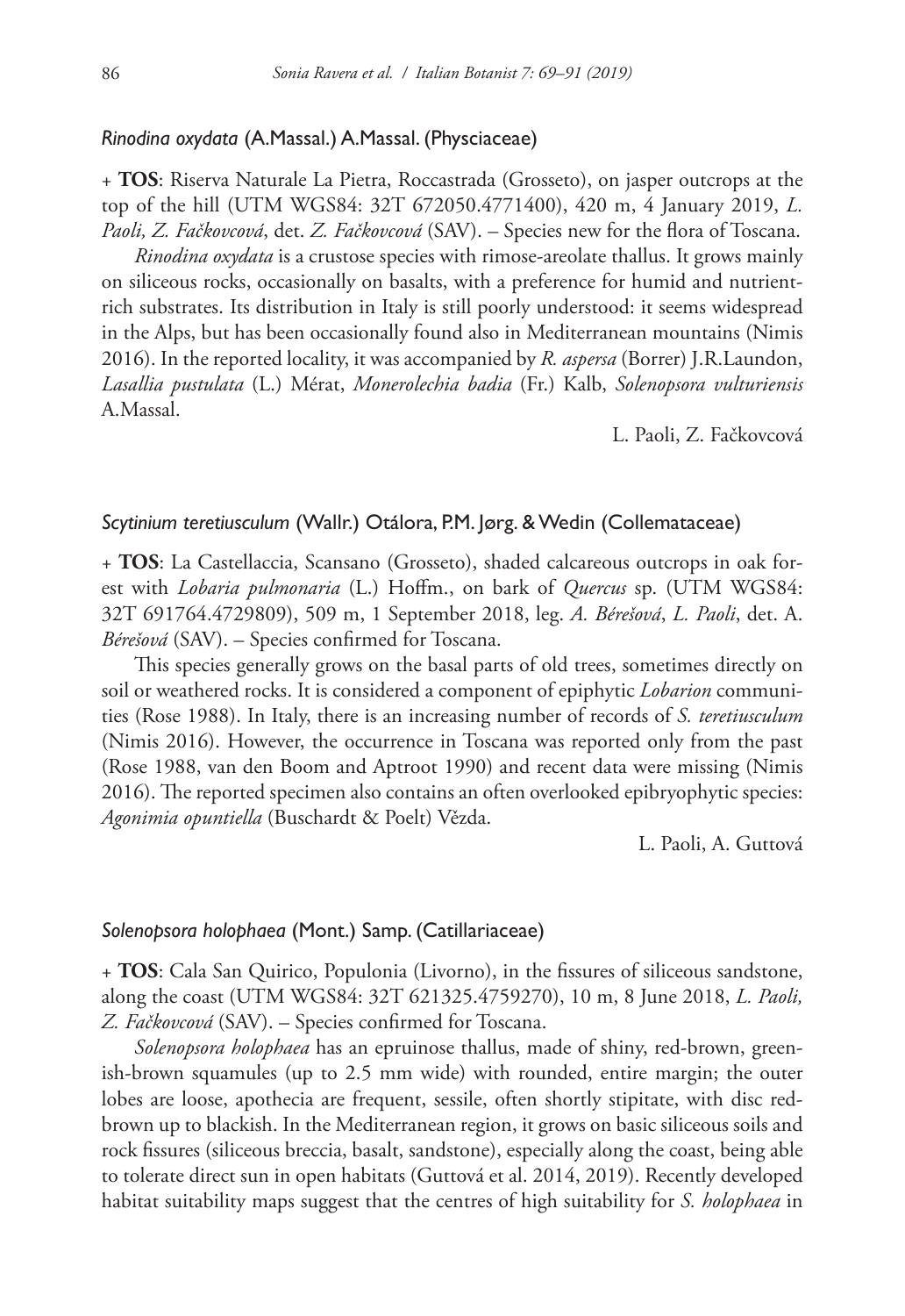### *Rinodina oxydata* (A.Massal.) A.Massal. (Physciaceae)

+ **TOS**: Riserva Naturale La Pietra, Roccastrada (Grosseto), on jasper outcrops at the top of the hill (UTM WGS84: 32T 672050.4771400), 420 m, 4 January 2019, *L. Paoli, Z. Fačkovcová*, det. *Z. Fačkovcová* (SAV). – Species new for the flora of Toscana.

*Rinodina oxydata* is a crustose species with rimose-areolate thallus. It grows mainly on siliceous rocks, occasionally on basalts, with a preference for humid and nutrient-rich substrates. Its distribution in Italy is still poorly understood: it seems widespread in the Alps, but has been occasionally found also in Mediterranean mountains (Nimis 2016). In the reported locality, it was accompanied by *R. aspersa* (Borrer) J.R.Laundon, *Lasallia pustulata* (L.) Mérat, *Monerolechia badia* (Fr.) Kalb, *Solenopsora vulturiensis* A.Massal.

L. Paoli, Z. Fačkovcová

### *Scytinium teretiusculum* (Wallr.) Otálora, P.M. Jørg. & Wedin (Collemataceae)

+ **TOS**: La Castellaccia, Scansano (Grosseto), shaded calcareous outcrops in oak forest with *Lobaria pulmonaria* (L.) Hoffm., on bark of *Quercus* sp. (UTM WGS84: 32T 691764.4729809), 509 m, 1 September 2018, leg. *A. Bérešová*, *L. Paoli*, det. A. *Bérešová* (SAV). – Species confirmed for Toscana.

This species generally grows on the basal parts of old trees, sometimes directly on soil or weathered rocks. It is considered a component of epiphytic *Lobarion* communities (Rose 1988). In Italy, there is an increasing number of records of *S. teretiusculum* (Nimis 2016). However, the occurrence in Toscana was reported only from the past (Rose 1988, van den Boom and Aptroot 1990) and recent data were missing (Nimis 2016). The reported specimen also contains an often overlooked epibryophytic species: *Agonimia opuntiella* (Buschardt & Poelt) Vězda.

L. Paoli, A. Guttová

### *Solenopsora holophaea* (Mont.) Samp. (Catillariaceae)

+ **TOS**: Cala San Quirico, Populonia (Livorno), in the fissures of siliceous sandstone, along the coast (UTM WGS84: 32T 621325.4759270), 10 m, 8 June 2018, *L. Paoli, Z. Fačkovcová* (SAV). – Species confirmed for Toscana.

*Solenopsora holophaea* has an epruinose thallus, made of shiny, red-brown, greenish-brown squamules (up to 2.5 mm wide) with rounded, entire margin; the outer lobes are loose, apothecia are frequent, sessile, often shortly stipitate, with disc red-brown up to blackish. In the Mediterranean region, it grows on basic siliceous soils and rock fissures (siliceous breccia, basalt, sandstone), especially along the coast, being able to tolerate direct sun in open habitats (Guttová et al. 2014, 2019). Recently developed habitat suitability maps suggest that the centres of high suitability for *S. holophaea* in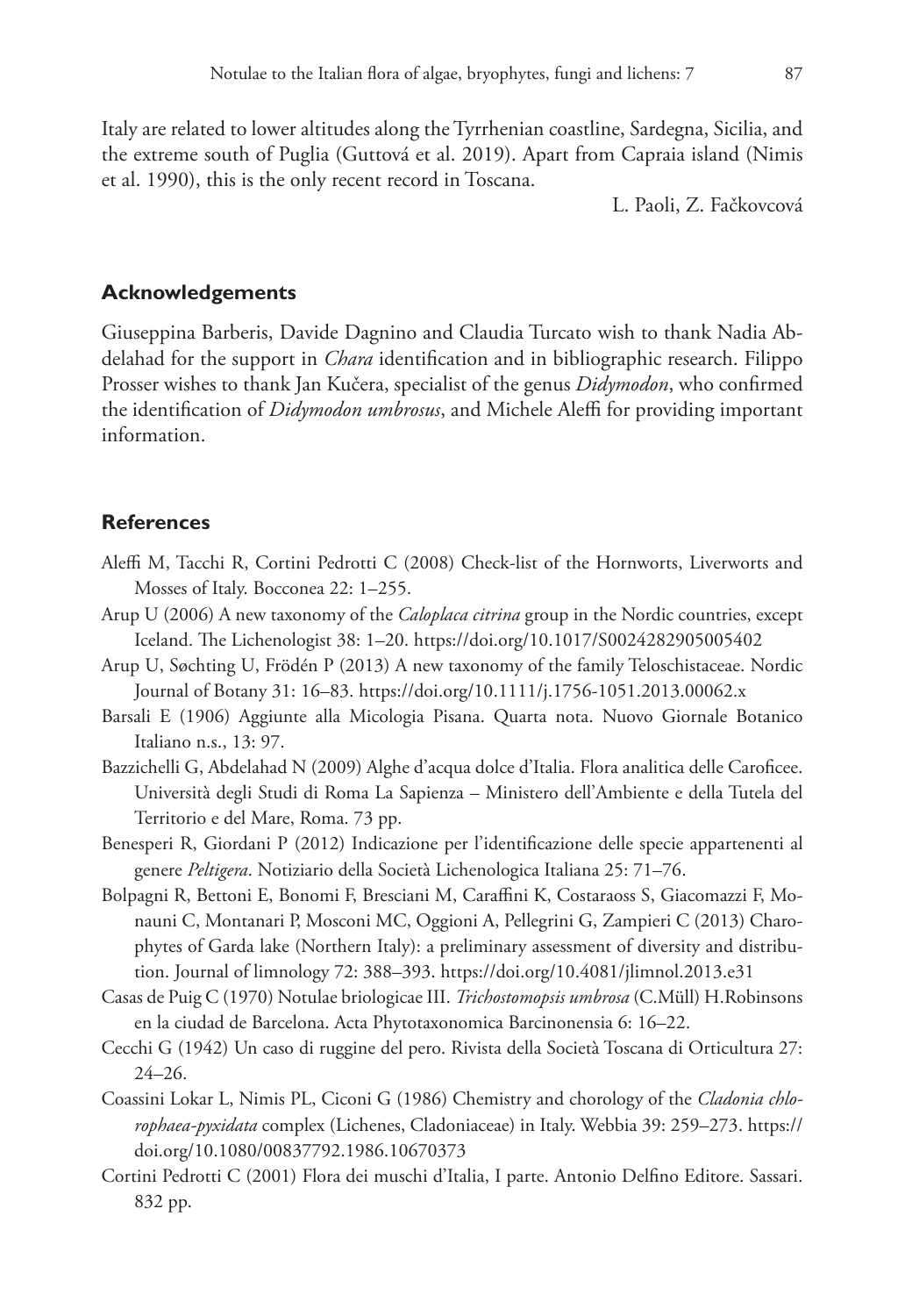Italy are related to lower altitudes along the Tyrrhenian coastline, Sardegna, Sicilia, and the extreme south of Puglia (Guttová et al. 2019). Apart from Capraia island (Nimis et al. 1990), this is the only recent record in Toscana.

L. Paoli, Z. Fačkovcová

## Acknowledgements

Giuseppina Barberis, Davide Dagnino and Claudia Turcato wish to thank Nadia Abdelahad for the support in *Chara* identification and in bibliographic research. Filippo Prosser wishes to thank Jan Kučera, specialist of the genus *Didymodon*, who confirmed the identification of *Didymodon umbrosus*, and Michele Aleffi for providing important information.

## References

Aleffi M, Tacchi R, Cortini Pedrotti C (2008) Check-list of the Hornworts, Liverworts and Mosses of Italy. Bocconea 22: 1–255.

Arup U (2006) A new taxonomy of the *Caloplaca citrina* group in the Nordic countries, except Iceland. The Lichenologist 38: 1–20. https://doi.org/10.1017/S0024282905005402

Arup U, Søchting U, Frödén P (2013) A new taxonomy of the family Teloschistaceae. Nordic Journal of Botany 31: 16–83. https://doi.org/10.1111/j.1756-1051.2013.00062.x

Barsali E (1906) Aggiunte alla Micologia Pisana. Quarta nota. Nuovo Giornale Botanico Italiano n.s., 13: 97.

Bazzichelli G, Abdelahad N (2009) Alghe d'acqua dolce d'Italia. Flora analitica delle Caroficee. Università degli Studi di Roma La Sapienza – Ministero dell'Ambiente e della Tutela del Territorio e del Mare, Roma. 73 pp.

Benesperi R, Giordani P (2012) Indicazione per l'identificazione delle specie appartenenti al genere *Peltigera*. Notiziario della Società Lichenologica Italiana 25: 71–76.

Bolpagni R, Bettoni E, Bonomi F, Bresciani M, Caraffini K, Costaraoss S, Giacomazzi F, Monauni C, Montanari P, Mosconi MC, Oggioni A, Pellegrini G, Zampieri C (2013) Charophytes of Garda lake (Northern Italy): a preliminary assessment of diversity and distribution. Journal of limnology 72: 388–393. https://doi.org/10.4081/jlimnol.2013.e31

Casas de Puig C (1970) Notulae briologicae III. *Trichostomopsis umbrosa* (C.Müll) H.Robinsons en la ciudad de Barcelona. Acta Phytotaxonomica Barcinonensia 6: 16–22.

Cecchi G (1942) Un caso di ruggine del pero. Rivista della Società Toscana di Orticultura 27: 24–26.

Coassini Lokar L, Nimis PL, Ciconi G (1986) Chemistry and chorology of the *Cladonia chlorophaea-pyxidata* complex (Lichenes, Cladoniaceae) in Italy. Webbia 39: 259–273. https://doi.org/10.1080/00837792.1986.10670373

Cortini Pedrotti C (2001) Flora dei muschi d'Italia, I parte. Antonio Delfino Editore. Sassari. 832 pp.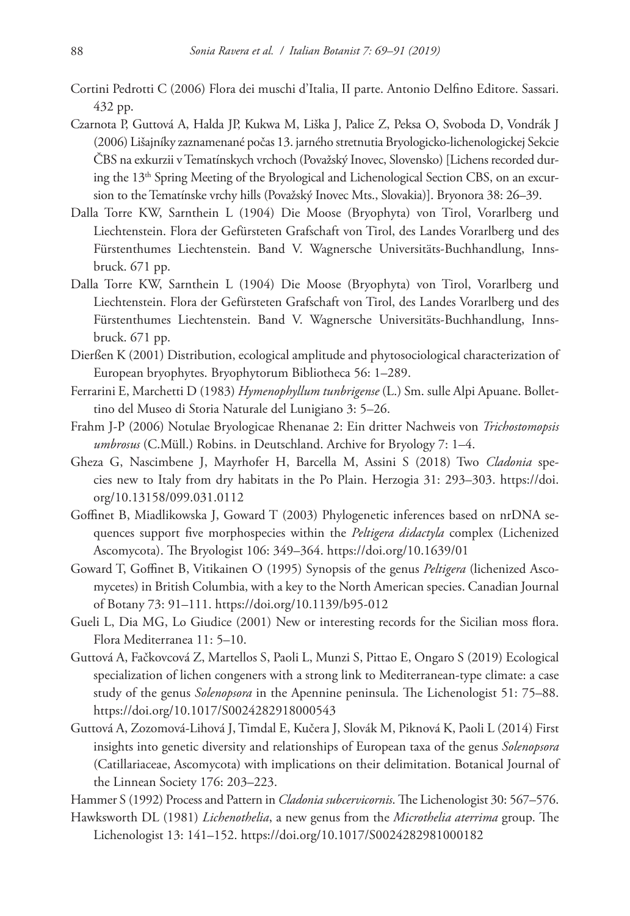Cortini Pedrotti C (2006) Flora dei muschi d'Italia, II parte. Antonio Delfino Editore. Sassari. 432 pp.

Czarnota P, Guttová A, Halda JP, Kukwa M, Liška J, Palice Z, Peksa O, Svoboda D, Vondrák J (2006) Lišajníky zaznamenané počas 13. jarného stretnutia Bryologicko-lichenologickej Sekcie ČBS na exkurzii v Tematínskych vrchoch (Považský Inovec, Slovensko) [Lichens recorded during the 13th Spring Meeting of the Bryological and Lichenological Section CBS, on an excursion to the Tematínske vrchy hills (Považský Inovec Mts., Slovakia)]. Bryonora 38: 26–39.

Dalla Torre KW, Sarnthein L (1904) Die Moose (Bryophyta) von Tirol, Vorarlberg und Liechtenstein. Flora der Gefürsteten Grafschaft von Tirol, des Landes Vorarlberg und des Fürstenthumes Liechtenstein. Band V. Wagnersche Universitäts-Buchhandlung, Innsbruck. 671 pp.

Dalla Torre KW, Sarnthein L (1904) Die Moose (Bryophyta) von Tirol, Vorarlberg und Liechtenstein. Flora der Gefürsteten Grafschaft von Tirol, des Landes Vorarlberg und des Fürstenthumes Liechtenstein. Band V. Wagnersche Universitäts-Buchhandlung, Innsbruck. 671 pp.

Dierßen K (2001) Distribution, ecological amplitude and phytosociological characterization of European bryophytes. Bryophytorum Bibliotheca 56: 1–289.

Ferrarini E, Marchetti D (1983) *Hymenophyllum tunbrigense* (L.) Sm. sulle Alpi Apuane. Bollettino del Museo di Storia Naturale del Lunigiano 3: 5–26.

Frahm J-P (2006) Notulae Bryologicae Rhenanae 2: Ein dritter Nachweis von *Trichostomopsis umbrosus* (C.Müll.) Robins. in Deutschland. Archive for Bryology 7: 1–4.

Gheza G, Nascimbene J, Mayrhofer H, Barcella M, Assini S (2018) Two *Cladonia* species new to Italy from dry habitats in the Po Plain. Herzogia 31: 293–303. https://doi.org/10.13158/099.031.0112

Goffinet B, Miadlikowska J, Goward T (2003) Phylogenetic inferences based on nrDNA sequences support five morphospecies within the *Peltigera didactyla* complex (Lichenized Ascomycota). The Bryologist 106: 349–364. https://doi.org/10.1639/01

Goward T, Goffinet B, Vitikainen O (1995) Synopsis of the genus *Peltigera* (lichenized Ascomycetes) in British Columbia, with a key to the North American species. Canadian Journal of Botany 73: 91–111. https://doi.org/10.1139/b95-012

Gueli L, Dia MG, Lo Giudice (2001) New or interesting records for the Sicilian moss flora. Flora Mediterranea 11: 5–10.

Guttová A, Fačkovcová Z, Martellos S, Paoli L, Munzi S, Pittao E, Ongaro S (2019) Ecological specialization of lichen congeners with a strong link to Mediterranean-type climate: a case study of the genus *Solenopsora* in the Apennine peninsula. The Lichenologist 51: 75–88. https://doi.org/10.1017/S0024282918000543

Guttová A, Zozomová-Lihová J, Timdal E, Kučera J, Slovák M, Piknová K, Paoli L (2014) First insights into genetic diversity and relationships of European taxa of the genus *Solenopsora* (Catillariaceae, Ascomycota) with implications on their delimitation. Botanical Journal of the Linnean Society 176: 203–223.

Hammer S (1992) Process and Pattern in *Cladonia subcervicornis*. The Lichenologist 30: 567–576.

Hawksworth DL (1981) *Lichenothelia*, a new genus from the *Microthelia aterrima* group. The Lichenologist 13: 141–152. https://doi.org/10.1017/S0024282981000182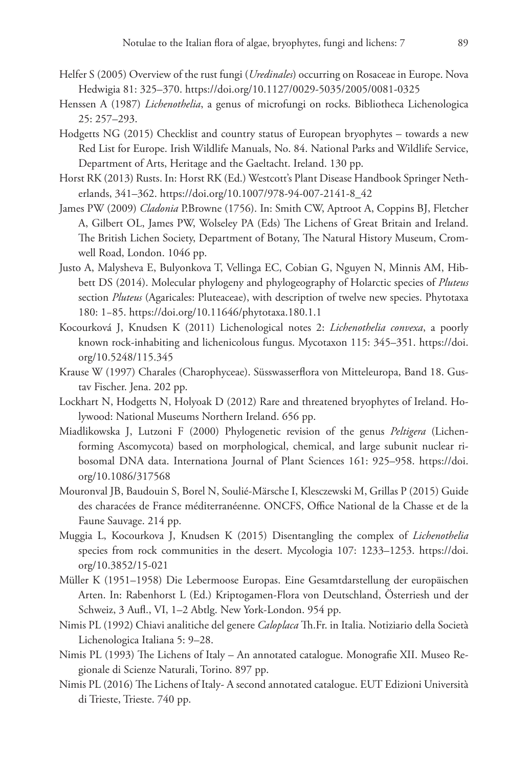Helfer S (2005) Overview of the rust fungi (*Uredinales*) occurring on Rosaceae in Europe. Nova Hedwigia 81: 325–370. https://doi.org/10.1127/0029-5035/2005/0081-0325

Henssen A (1987) *Lichenothelia*, a genus of microfungi on rocks. Bibliotheca Lichenologica 25: 257–293.

Hodgetts NG (2015) Checklist and country status of European bryophytes – towards a new Red List for Europe. Irish Wildlife Manuals, No. 84. National Parks and Wildlife Service, Department of Arts, Heritage and the Gaeltacht. Ireland. 130 pp.

Horst RK (2013) Rusts. In: Horst RK (Ed.) Westcott's Plant Disease Handbook Springer Netherlands, 341–362. https://doi.org/10.1007/978-94-007-2141-8_42

James PW (2009) *Cladonia* P.Browne (1756). In: Smith CW, Aptroot A, Coppins BJ, Fletcher A, Gilbert OL, James PW, Wolseley PA (Eds) The Lichens of Great Britain and Ireland. The British Lichen Society, Department of Botany, The Natural History Museum, Cromwell Road, London. 1046 pp.

Justo A, Malysheva E, Bulyonkova T, Vellinga EC, Cobian G, Nguyen N, Minnis AM, Hibbett DS (2014). Molecular phylogeny and phylogeography of Holarctic species of *Pluteus* section *Pluteus* (Agaricales: Pluteaceae), with description of twelve new species. Phytotaxa 180: 1–85. https://doi.org/10.11646/phytotaxa.180.1.1

Kocourková J, Knudsen K (2011) Lichenological notes 2: *Lichenothelia convexa*, a poorly known rock-inhabiting and lichenicolous fungus. Mycotaxon 115: 345–351. https://doi.org/10.5248/115.345

Krause W (1997) Charales (Charophyceae). Süsswasserflora von Mitteleuropa, Band 18. Gustav Fischer. Jena. 202 pp.

Lockhart N, Hodgetts N, Holyoak D (2012) Rare and threatened bryophytes of Ireland. Holywood: National Museums Northern Ireland. 656 pp.

Miadlikowska J, Lutzoni F (2000) Phylogenetic revision of the genus *Peltigera* (Lichen-forming Ascomycota) based on morphological, chemical, and large subunit nuclear ribosomal DNA data. Internationa Journal of Plant Sciences 161: 925–958. https://doi.org/10.1086/317568

Mouronval JB, Baudouin S, Borel N, Soulié-Märsche I, Klesczewski M, Grillas P (2015) Guide des characées de France méditerranéenne. ONCFS, Office National de la Chasse et de la Faune Sauvage. 214 pp.

Muggia L, Kocourkova J, Knudsen K (2015) Disentangling the complex of *Lichenothelia* species from rock communities in the desert. Mycologia 107: 1233–1253. https://doi.org/10.3852/15-021

Müller K (1951–1958) Die Lebermoose Europas. Eine Gesamtdarstellung der europäischen Arten. In: Rabenhorst L (Ed.) Kriptogamen-Flora von Deutschland, Österriesh und der Schweiz, 3 Aufl., VI, 1–2 Abtlg. New York-London. 954 pp.

Nimis PL (1992) Chiavi analitiche del genere *Caloplaca* Th.Fr. in Italia. Notiziario della Società Lichenologica Italiana 5: 9–28.

Nimis PL (1993) The Lichens of Italy – An annotated catalogue. Monografie XII. Museo Regionale di Scienze Naturali, Torino. 897 pp.

Nimis PL (2016) The Lichens of Italy- A second annotated catalogue. EUT Edizioni Università di Trieste, Trieste. 740 pp.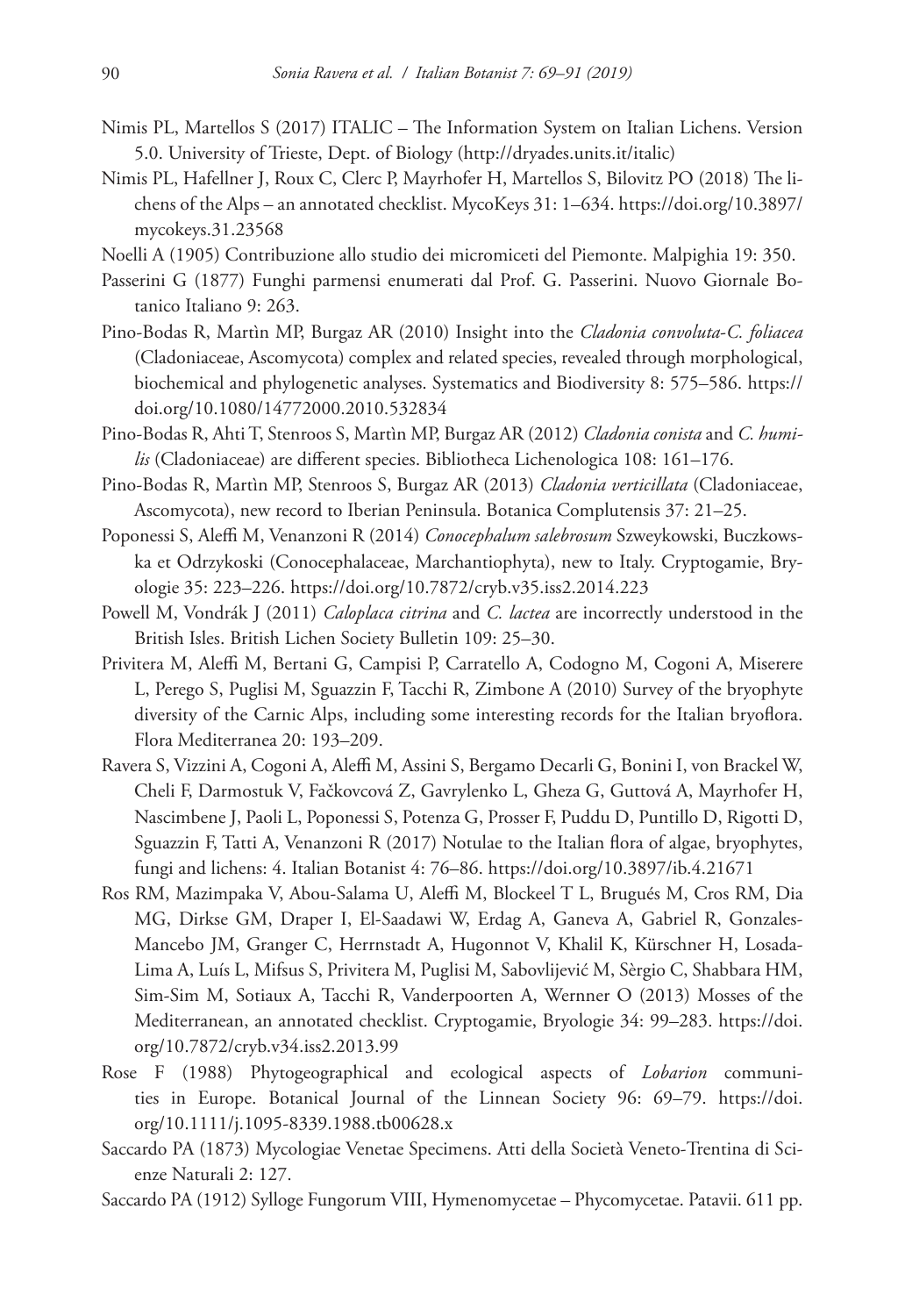Nimis PL, Martellos S (2017) ITALIC – The Information System on Italian Lichens. Version 5.0. University of Trieste, Dept. of Biology (http://dryades.units.it/italic)

Nimis PL, Hafellner J, Roux C, Clerc P, Mayrhofer H, Martellos S, Bilovitz PO (2018) The lichens of the Alps – an annotated checklist. MycoKeys 31: 1–634. https://doi.org/10.3897/mycokeys.31.23568

Noelli A (1905) Contribuzione allo studio dei micromiceti del Piemonte. Malpighia 19: 350.

Passerini G (1877) Funghi parmensi enumerati dal Prof. G. Passerini. Nuovo Giornale Botanico Italiano 9: 263.

Pino-Bodas R, Martìn MP, Burgaz AR (2010) Insight into the *Cladonia convoluta-C. foliacea* (Cladoniaceae, Ascomycota) complex and related species, revealed through morphological, biochemical and phylogenetic analyses. Systematics and Biodiversity 8: 575–586. https://doi.org/10.1080/14772000.2010.532834

Pino-Bodas R, Ahti T, Stenroos S, Martìn MP, Burgaz AR (2012) *Cladonia conista* and *C. humilis* (Cladoniaceae) are different species. Bibliotheca Lichenologica 108: 161–176.

Pino-Bodas R, Martìn MP, Stenroos S, Burgaz AR (2013) *Cladonia verticillata* (Cladoniaceae, Ascomycota), new record to Iberian Peninsula. Botanica Complutensis 37: 21–25.

Poponessi S, Aleffi M, Venanzoni R (2014) *Conocephalum salebrosum* Szweykowski, Buczkowska et Odrzykoski (Conocephalaceae, Marchantiophyta), new to Italy. Cryptogamie, Bryologie 35: 223–226. https://doi.org/10.7872/cryb.v35.iss2.2014.223

Powell M, Vondrák J (2011) *Caloplaca citrina* and *C. lactea* are incorrectly understood in the British Isles. British Lichen Society Bulletin 109: 25–30.

Privitera M, Aleffi M, Bertani G, Campisi P, Carratello A, Codogno M, Cogoni A, Miserere L, Perego S, Puglisi M, Sguazzin F, Tacchi R, Zimbone A (2010) Survey of the bryophyte diversity of the Carnic Alps, including some interesting records for the Italian bryoflora. Flora Mediterranea 20: 193–209.

Ravera S, Vizzini A, Cogoni A, Aleffi M, Assini S, Bergamo Decarli G, Bonini I, von Brackel W, Cheli F, Darmostuk V, Fačkovcová Z, Gavrylenko L, Gheza G, Guttová A, Mayrhofer H, Nascimbene J, Paoli L, Poponessi S, Potenza G, Prosser F, Puddu D, Puntillo D, Rigotti D, Sguazzin F, Tatti A, Venanzoni R (2017) Notulae to the Italian flora of algae, bryophytes, fungi and lichens: 4. Italian Botanist 4: 76–86. https://doi.org/10.3897/ib.4.21671

Ros RM, Mazimpaka V, Abou-Salama U, Aleffi M, Blockeel T L, Brugués M, Cros RM, Dia MG, Dirkse GM, Draper I, El-Saadawi W, Erdag A, Ganeva A, Gabriel R, Gonzales-Mancebo JM, Granger C, Herrnstadt A, Hugonnot V, Khalil K, Kürschner H, Losada-Lima A, Luís L, Mifsus S, Privitera M, Puglisi M, Sabovlijević M, Sèrgio C, Shabbara HM, Sim-Sim M, Sotiaux A, Tacchi R, Vanderpoorten A, Wernner O (2013) Mosses of the Mediterranean, an annotated checklist. Cryptogamie, Bryologie 34: 99–283. https://doi.org/10.7872/cryb.v34.iss2.2013.99

Rose F (1988) Phytogeographical and ecological aspects of *Lobarion* communities in Europe. Botanical Journal of the Linnean Society 96: 69–79. https://doi.org/10.1111/j.1095-8339.1988.tb00628.x

Saccardo PA (1873) Mycologiae Venetae Specimens. Atti della Società Veneto-Trentina di Scienze Naturali 2: 127.

Saccardo PA (1912) Sylloge Fungorum VIII, Hymenomycetae – Phycomycetae. Patavii. 611 pp.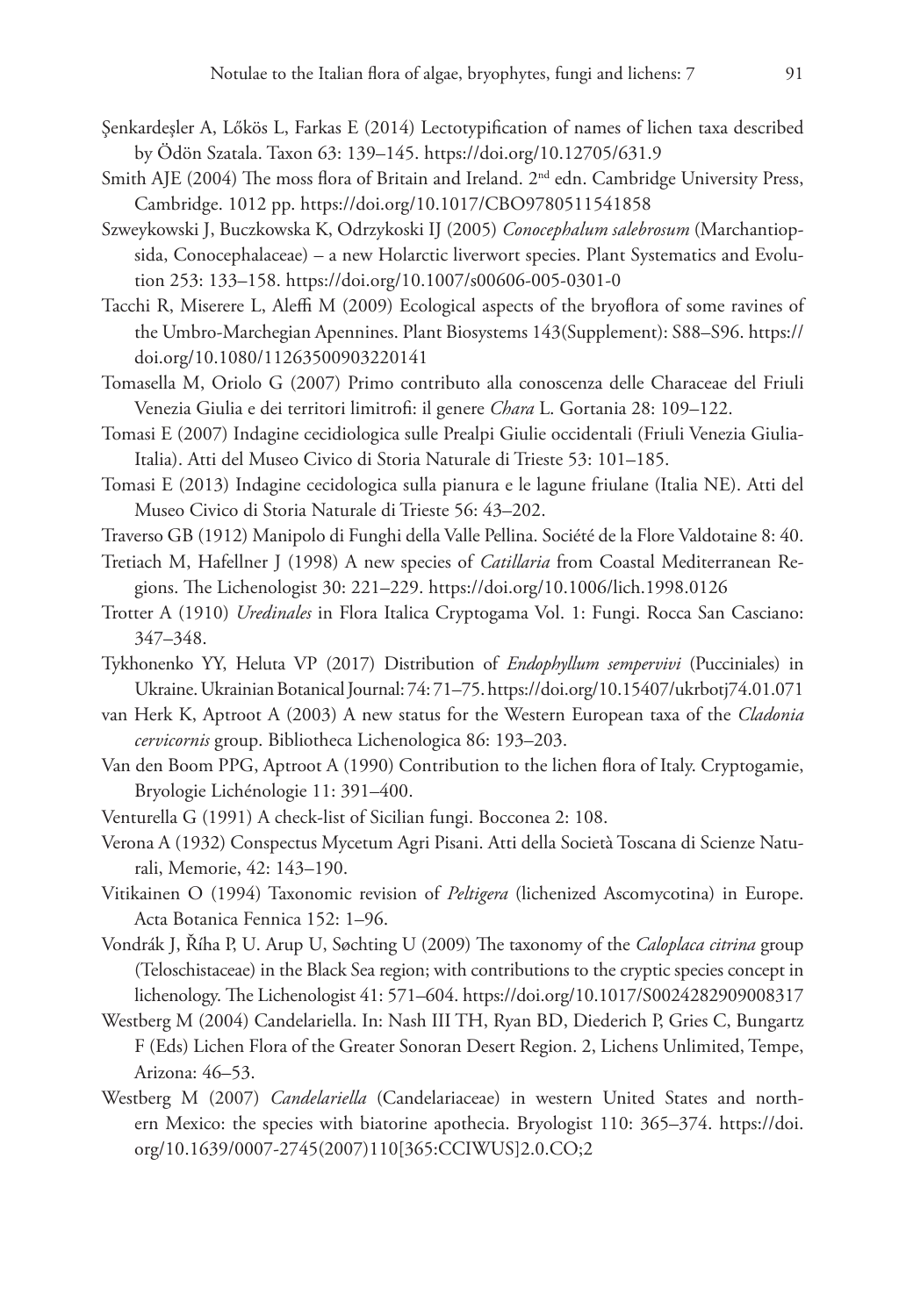Şenkardeşler A, Lőkös L, Farkas E (2014) Lectotypification of names of lichen taxa described by Ödön Szatala. Taxon 63: 139–145. https://doi.org/10.12705/631.9

Smith AJE (2004) The moss flora of Britain and Ireland. 2nd edn. Cambridge University Press, Cambridge. 1012 pp. https://doi.org/10.1017/CBO9780511541858

Szweykowski J, Buczkowska K, Odrzykoski IJ (2005) *Conocephalum salebrosum* (Marchantiopsida, Conocephalaceae) – a new Holarctic liverwort species. Plant Systematics and Evolution 253: 133–158. https://doi.org/10.1007/s00606-005-0301-0

Tacchi R, Miserere L, Aleffi M (2009) Ecological aspects of the bryoflora of some ravines of the Umbro-Marchegian Apennines. Plant Biosystems 143(Supplement): S88–S96. https://doi.org/10.1080/11263500903220141

Tomasella M, Oriolo G (2007) Primo contributo alla conoscenza delle Characeae del Friuli Venezia Giulia e dei territori limitrofi: il genere *Chara* L. Gortania 28: 109–122.

Tomasi E (2007) Indagine cecidiologica sulle Prealpi Giulie occidentali (Friuli Venezia Giulia-Italia). Atti del Museo Civico di Storia Naturale di Trieste 53: 101–185.

Tomasi E (2013) Indagine cecidologica sulla pianura e le lagune friulane (Italia NE). Atti del Museo Civico di Storia Naturale di Trieste 56: 43–202.

Traverso GB (1912) Manipolo di Funghi della Valle Pellina. Société de la Flore Valdotaine 8: 40.

Tretiach M, Hafellner J (1998) A new species of *Catillaria* from Coastal Mediterranean Regions. The Lichenologist 30: 221–229. https://doi.org/10.1006/lich.1998.0126

Trotter A (1910) *Uredinales* in Flora Italica Cryptogama Vol. 1: Fungi. Rocca San Casciano: 347–348.

Tykhonenko YY, Heluta VP (2017) Distribution of *Endophyllum sempervivi* (Pucciniales) in Ukraine. Ukrainian Botanical Journal: 74: 71–75. https://doi.org/10.15407/ukrbotj74.01.071

van Herk K, Aptroot A (2003) A new status for the Western European taxa of the *Cladonia cervicornis* group. Bibliotheca Lichenologica 86: 193–203.

Van den Boom PPG, Aptroot A (1990) Contribution to the lichen flora of Italy. Cryptogamie, Bryologie Lichénologie 11: 391–400.

Venturella G (1991) A check-list of Sicilian fungi. Bocconea 2: 108.

Verona A (1932) Conspectus Mycetum Agri Pisani. Atti della Società Toscana di Scienze Naturali, Memorie, 42: 143–190.

Vitikainen O (1994) Taxonomic revision of *Peltigera* (lichenized Ascomycotina) in Europe. Acta Botanica Fennica 152: 1–96.

Vondrák J, Říha P, U. Arup U, Søchting U (2009) The taxonomy of the *Caloplaca citrina* group (Teloschistaceae) in the Black Sea region; with contributions to the cryptic species concept in lichenology. The Lichenologist 41: 571–604. https://doi.org/10.1017/S0024282909008317

Westberg M (2004) Candelariella. In: Nash III TH, Ryan BD, Diederich P, Gries C, Bungartz F (Eds) Lichen Flora of the Greater Sonoran Desert Region. 2, Lichens Unlimited, Tempe, Arizona: 46–53.

Westberg M (2007) *Candelariella* (Candelariaceae) in western United States and northern Mexico: the species with biatorine apothecia. Bryologist 110: 365–374. https://doi.org/10.1639/0007-2745(2007)110[365:CCIWUS]2.0.CO;2